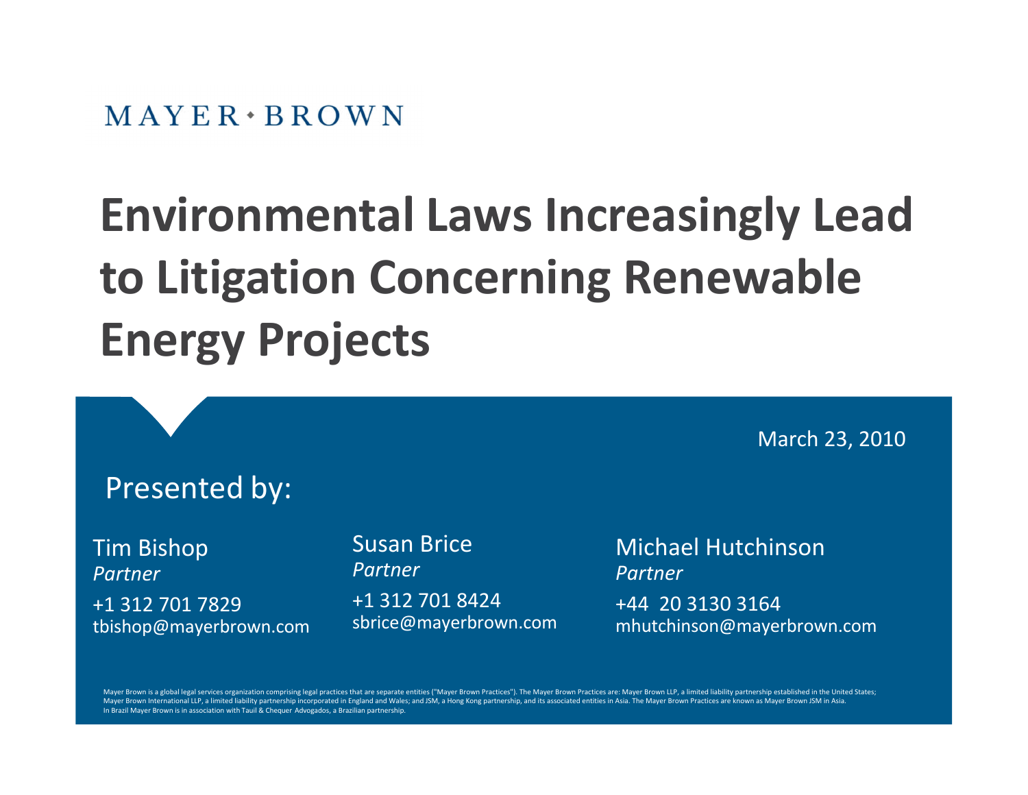MAYER • BROWN

# Environmental Laws Increasingly Lead to Litigation Concerning Renewable Energy Projects

March 23, 2010

Presented by:

Tim Bishop
*Partner*
+1 312 701 7829
tbishop@mayerbrown.com

Susan Brice
*Partner*
+1 312 701 8424
sbrice@mayerbrown.com

Michael Hutchinson
*Partner*
+44 20 3130 3164
mhutchinson@mayerbrown.com

Mayer Brown is a global legal services organization comprising legal practices that are separate entities ("Mayer Brown Practices"). The Mayer Brown Practices are: Mayer Brown LLP, a limited liability partnership established in the United States; Mayer Brown International LLP, a limited liability partnership incorporated in England and Wales; and JSM, a Hong Kong partnership, and its associated entities in Asia. The Mayer Brown Practices are known as Mayer Brown JSM in Asia. In Brazil Mayer Brown is in association with Tauil & Chequer Advogados, a Brazilian partnership.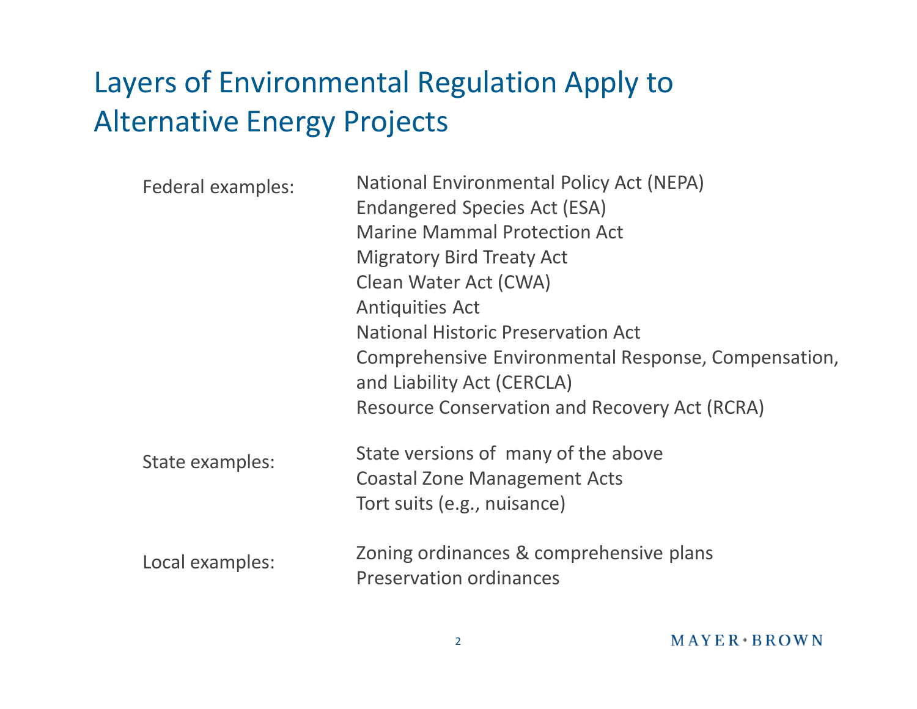# Layers of Environmental Regulation Apply to Alternative Energy Projects

**Federal examples:**

- National Environmental Policy Act (NEPA)
- Endangered Species Act (ESA)
- Marine Mammal Protection Act
- Migratory Bird Treaty Act
- Clean Water Act (CWA)
- Antiquities Act
- National Historic Preservation Act
- Comprehensive Environmental Response, Compensation, and Liability Act (CERCLA)
- Resource Conservation and Recovery Act (RCRA)

**State examples:**

- State versions of many of the above
- Coastal Zone Management Acts
- Tort suits (e.g., nuisance)

**Local examples:**

- Zoning ordinances & comprehensive plans
- Preservation ordinances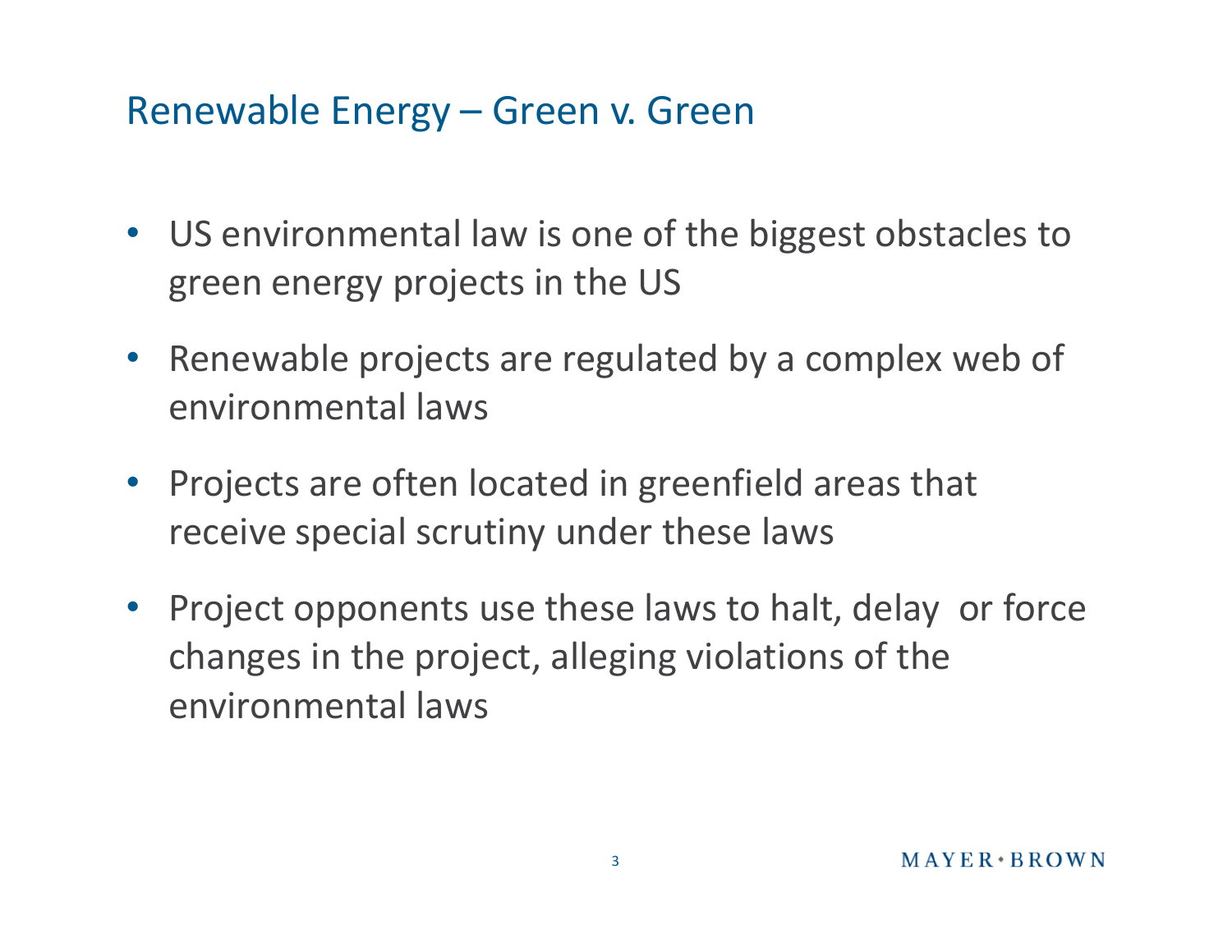# Renewable Energy – Green v. Green

- US environmental law is one of the biggest obstacles to green energy projects in the US
- Renewable projects are regulated by a complex web of environmental laws
- Projects are often located in greenfield areas that receive special scrutiny under these laws
- Project opponents use these laws to halt, delay or force changes in the project, alleging violations of the environmental laws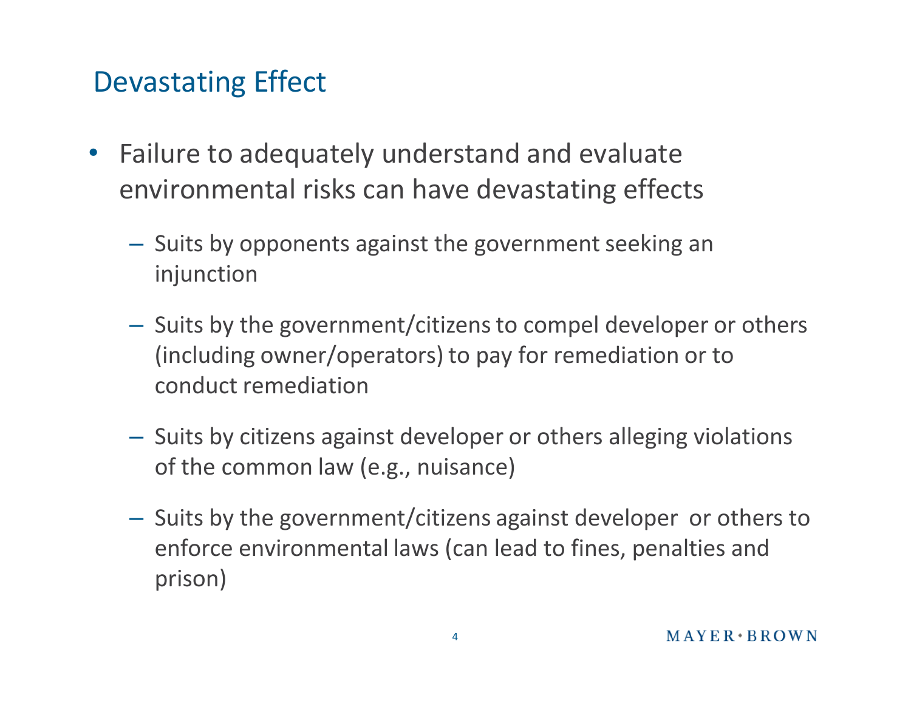## Devastating Effect

- Failure to adequately understand and evaluate environmental risks can have devastating effects
  - Suits by opponents against the government seeking an injunction
  - Suits by the government/citizens to compel developer or others (including owner/operators) to pay for remediation or to conduct remediation
  - Suits by citizens against developer or others alleging violations of the common law (e.g., nuisance)
  - Suits by the government/citizens against developer or others to enforce environmental laws (can lead to fines, penalties and prison)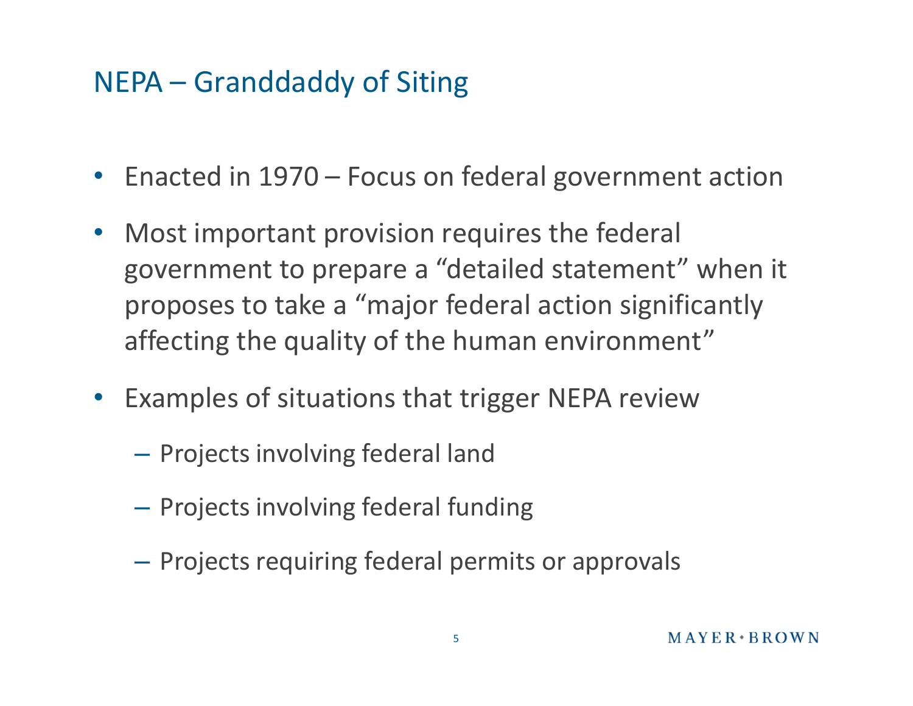# NEPA – Granddaddy of Siting

- Enacted in 1970 – Focus on federal government action
- Most important provision requires the federal government to prepare a "detailed statement" when it proposes to take a "major federal action significantly affecting the quality of the human environment"
- Examples of situations that trigger NEPA review
  - Projects involving federal land
  - Projects involving federal funding
  - Projects requiring federal permits or approvals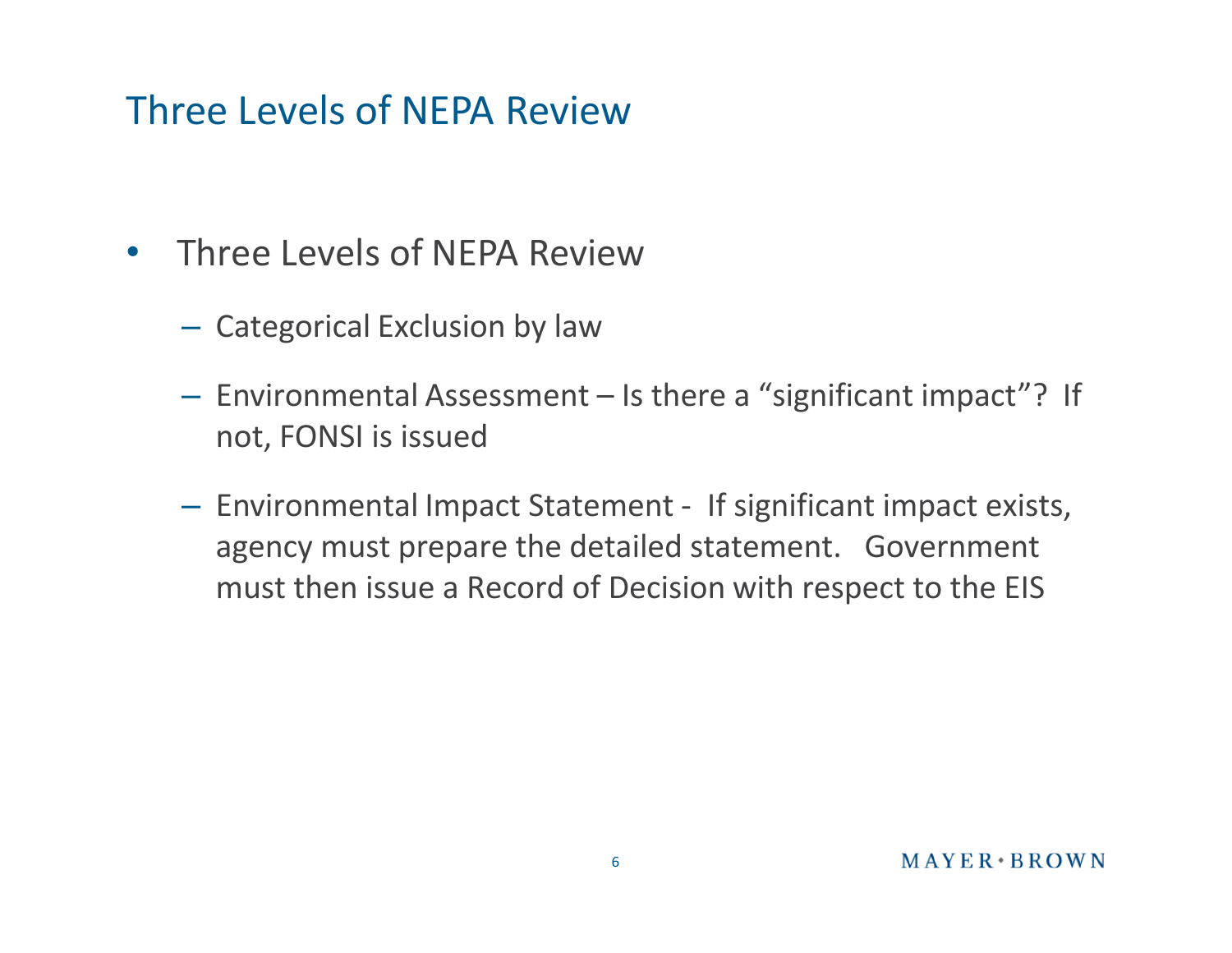# Three Levels of NEPA Review

- Three Levels of NEPA Review
  - Categorical Exclusion by law
  - Environmental Assessment – Is there a "significant impact"? If not, FONSI is issued
  - Environmental Impact Statement - If significant impact exists, agency must prepare the detailed statement. Government must then issue a Record of Decision with respect to the EIS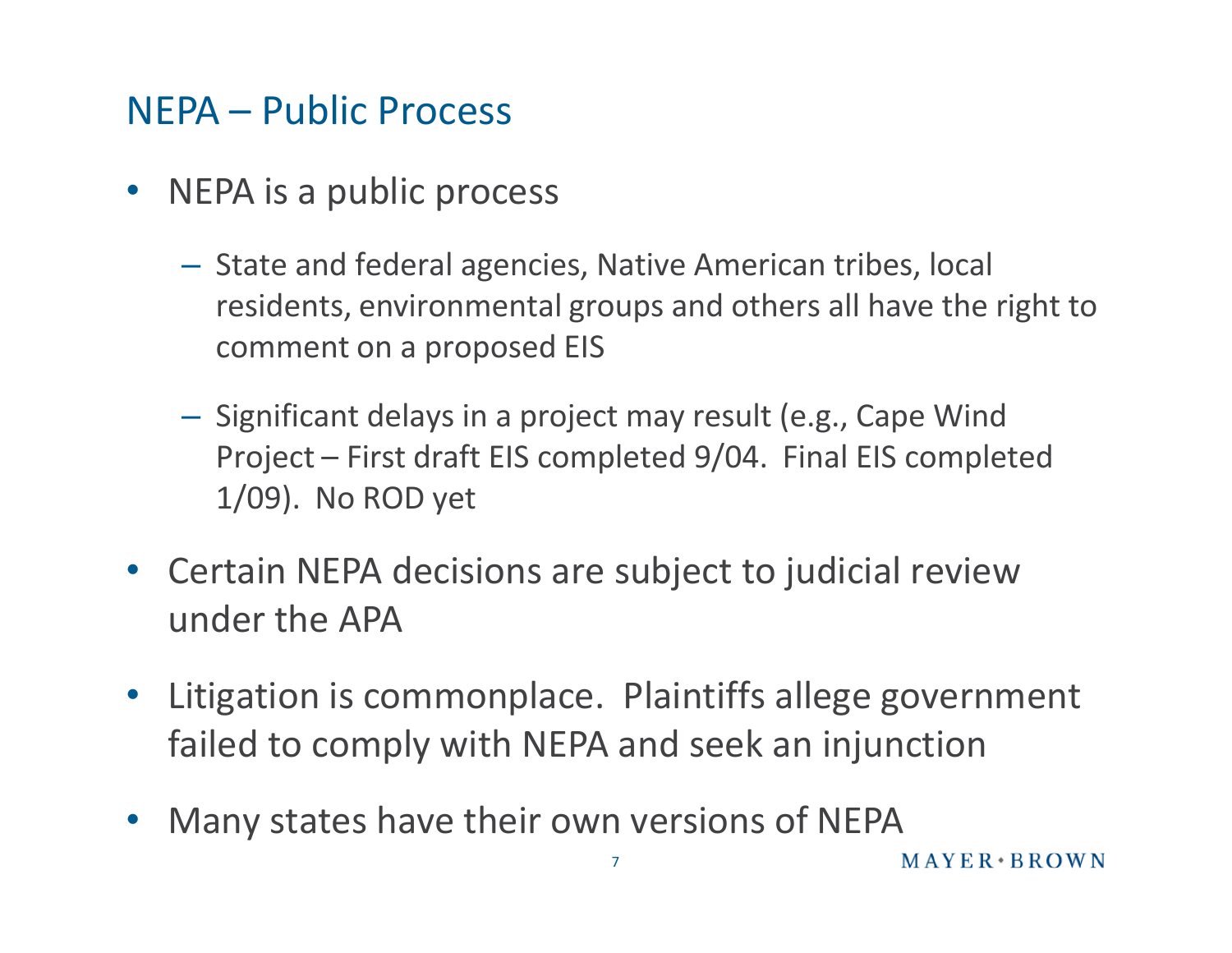## NEPA – Public Process

- NEPA is a public process
  - State and federal agencies, Native American tribes, local residents, environmental groups and others all have the right to comment on a proposed EIS
  - Significant delays in a project may result (e.g., Cape Wind Project – First draft EIS completed 9/04. Final EIS completed 1/09). No ROD yet
- Certain NEPA decisions are subject to judicial review under the APA
- Litigation is commonplace. Plaintiffs allege government failed to comply with NEPA and seek an injunction
- Many states have their own versions of NEPA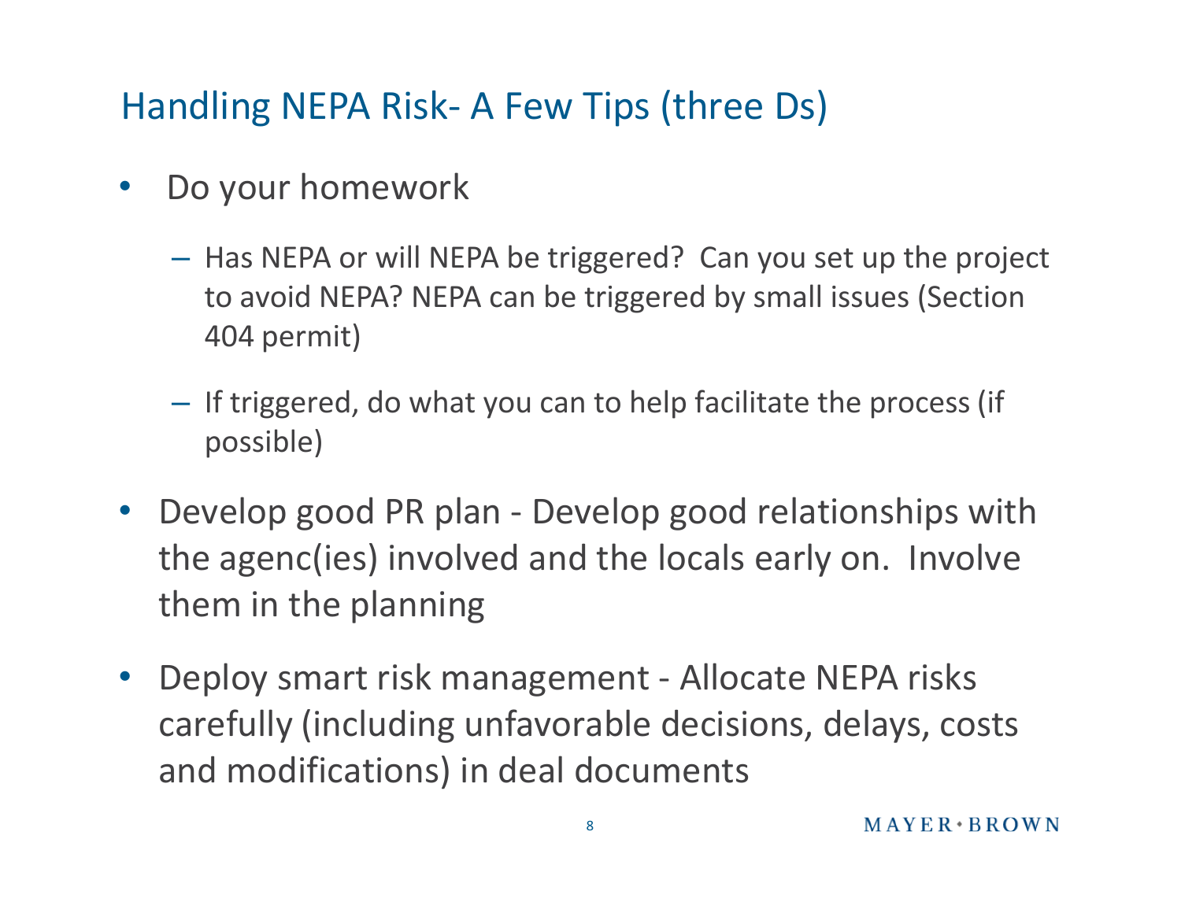## Handling NEPA Risk- A Few Tips (three Ds)

- Do your homework
  - Has NEPA or will NEPA be triggered? Can you set up the project to avoid NEPA? NEPA can be triggered by small issues (Section 404 permit)
  - If triggered, do what you can to help facilitate the process (if possible)
- Develop good PR plan - Develop good relationships with the agenc(ies) involved and the locals early on. Involve them in the planning
- Deploy smart risk management - Allocate NEPA risks carefully (including unfavorable decisions, delays, costs and modifications) in deal documents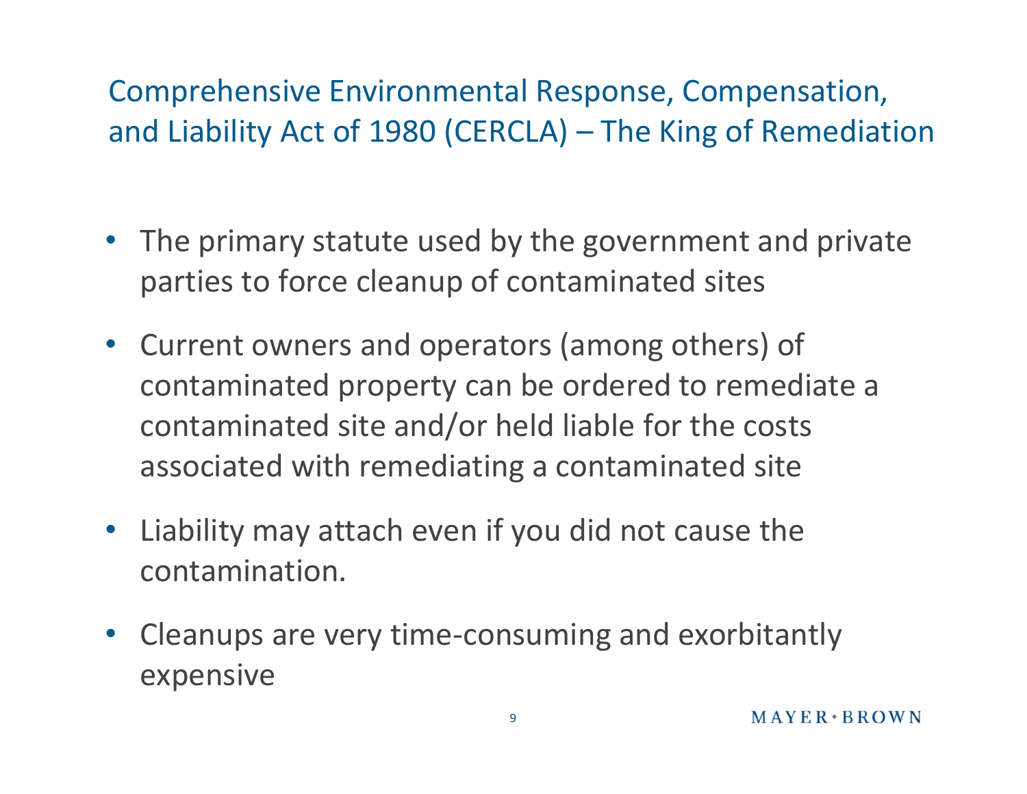## Comprehensive Environmental Response, Compensation, and Liability Act of 1980 (CERCLA) – The King of Remediation

- The primary statute used by the government and private parties to force cleanup of contaminated sites
- Current owners and operators (among others) of contaminated property can be ordered to remediate a contaminated site and/or held liable for the costs associated with remediating a contaminated site
- Liability may attach even if you did not cause the contamination.
- Cleanups are very time-consuming and exorbitantly expensive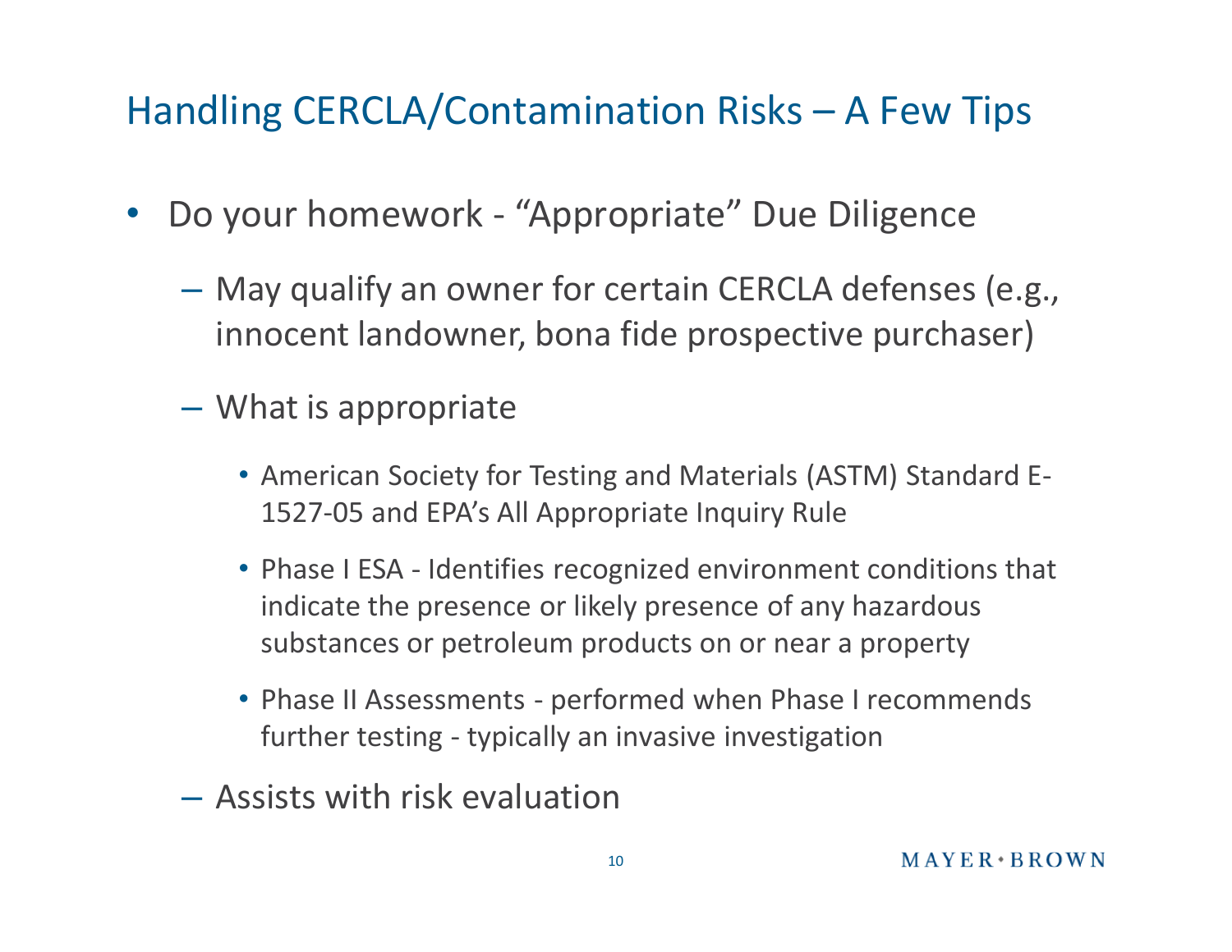# Handling CERCLA/Contamination Risks – A Few Tips

- Do your homework - "Appropriate" Due Diligence
  - May qualify an owner for certain CERCLA defenses (e.g., innocent landowner, bona fide prospective purchaser)
  - What is appropriate
    - American Society for Testing and Materials (ASTM) Standard E-1527-05 and EPA's All Appropriate Inquiry Rule
    - Phase I ESA - Identifies recognized environment conditions that indicate the presence or likely presence of any hazardous substances or petroleum products on or near a property
    - Phase II Assessments - performed when Phase I recommends further testing - typically an invasive investigation
  - Assists with risk evaluation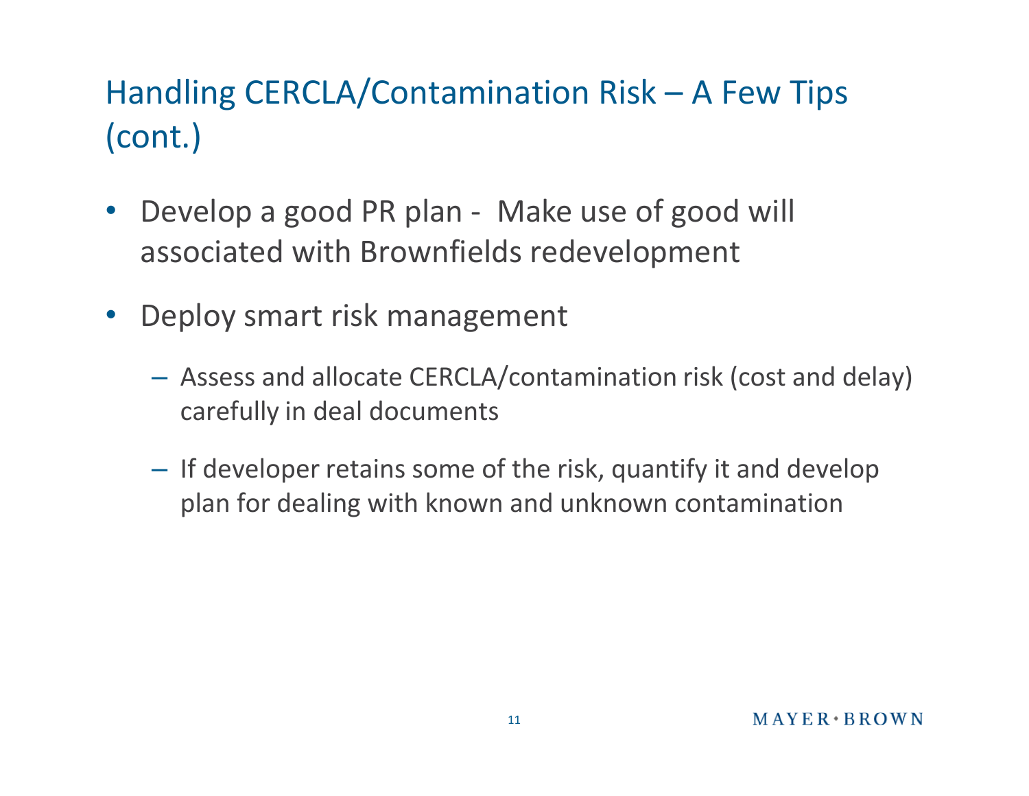# Handling CERCLA/Contamination Risk – A Few Tips (cont.)

- Develop a good PR plan - Make use of good will associated with Brownfields redevelopment
- Deploy smart risk management
  - Assess and allocate CERCLA/contamination risk (cost and delay) carefully in deal documents
  - If developer retains some of the risk, quantify it and develop plan for dealing with known and unknown contamination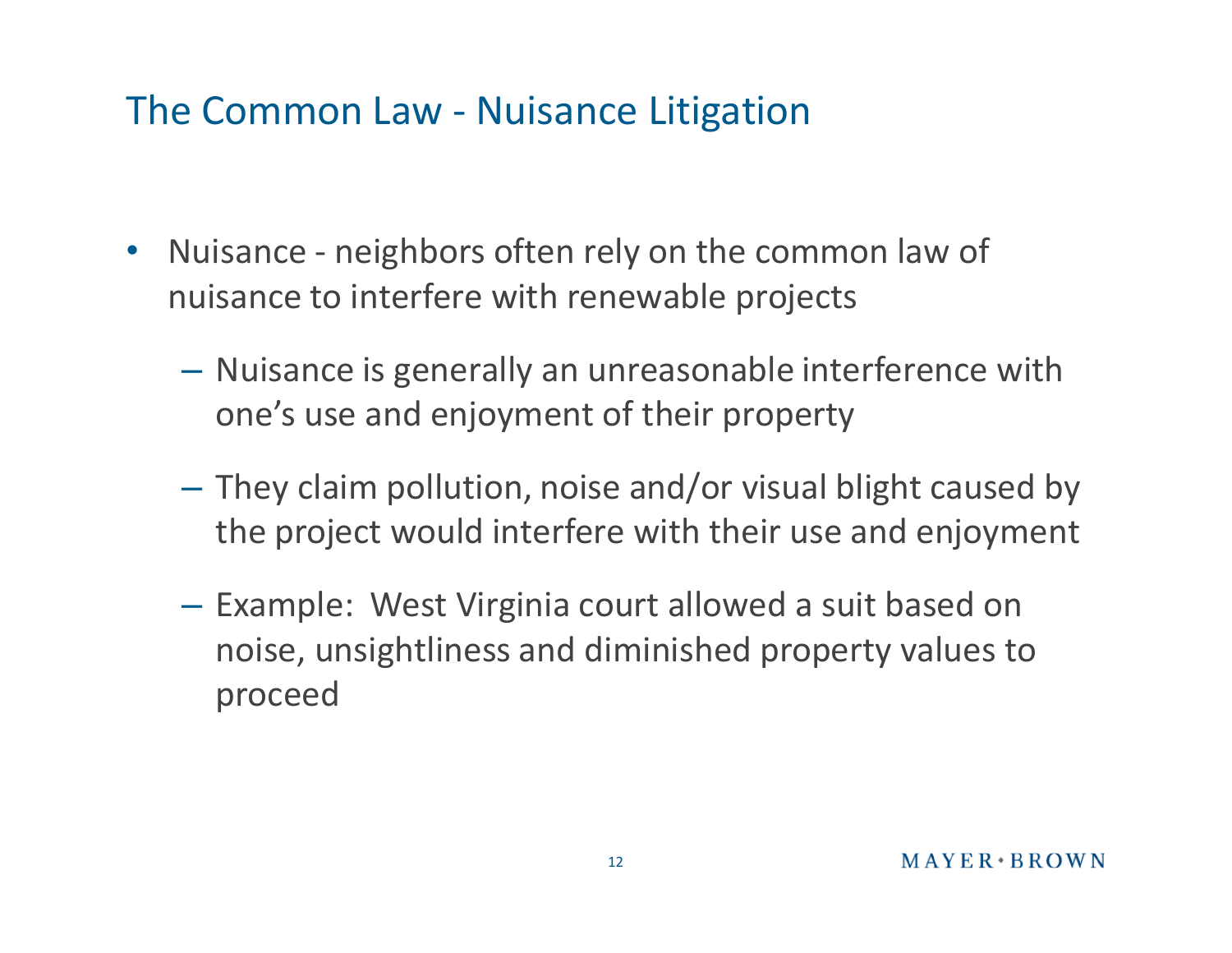# The Common Law - Nuisance Litigation

- Nuisance - neighbors often rely on the common law of nuisance to interfere with renewable projects
  - Nuisance is generally an unreasonable interference with one's use and enjoyment of their property
  - They claim pollution, noise and/or visual blight caused by the project would interfere with their use and enjoyment
  - Example: West Virginia court allowed a suit based on noise, unsightliness and diminished property values to proceed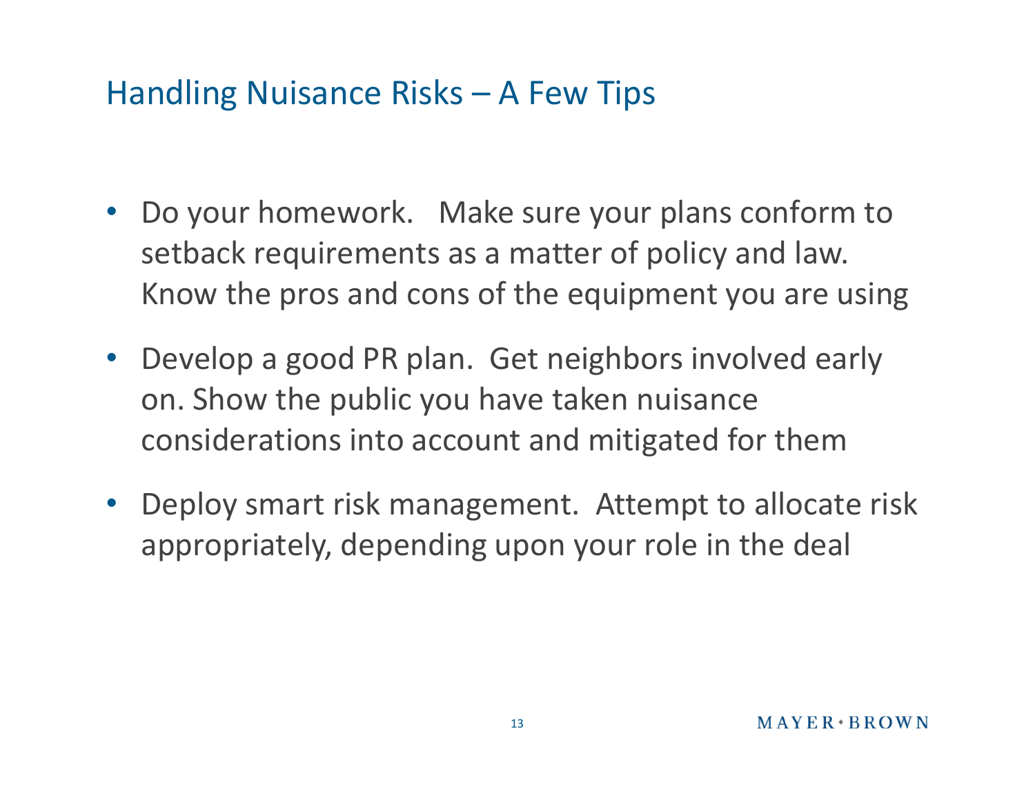# Handling Nuisance Risks – A Few Tips

- Do your homework.   Make sure your plans conform to setback requirements as a matter of policy and law. Know the pros and cons of the equipment you are using
- Develop a good PR plan.  Get neighbors involved early on. Show the public you have taken nuisance considerations into account and mitigated for them
- Deploy smart risk management.  Attempt to allocate risk appropriately, depending upon your role in the deal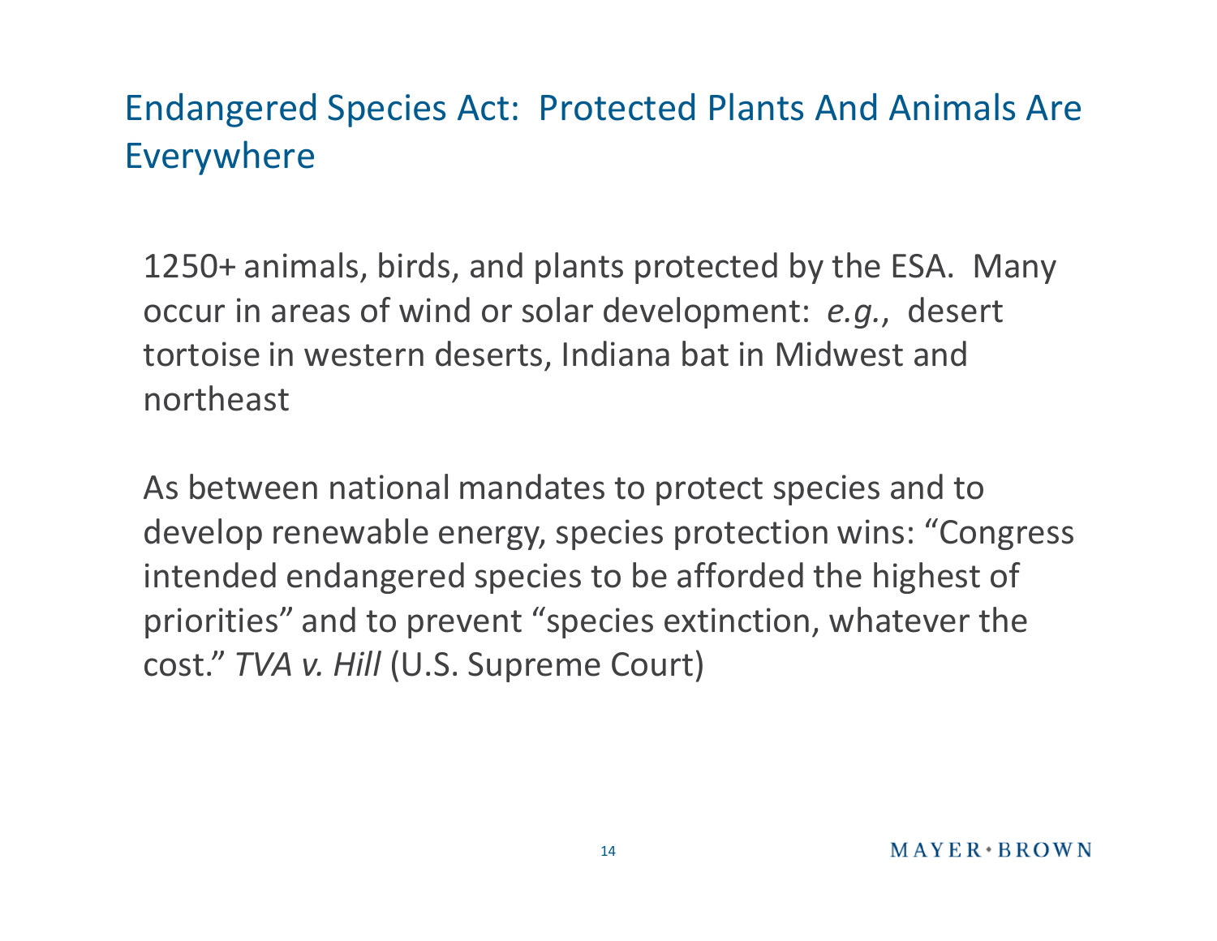## Endangered Species Act: Protected Plants And Animals Are Everywhere

1250+ animals, birds, and plants protected by the ESA. Many occur in areas of wind or solar development: *e.g.*, desert tortoise in western deserts, Indiana bat in Midwest and northeast

As between national mandates to protect species and to develop renewable energy, species protection wins: "Congress intended endangered species to be afforded the highest of priorities" and to prevent "species extinction, whatever the cost." *TVA v. Hill* (U.S. Supreme Court)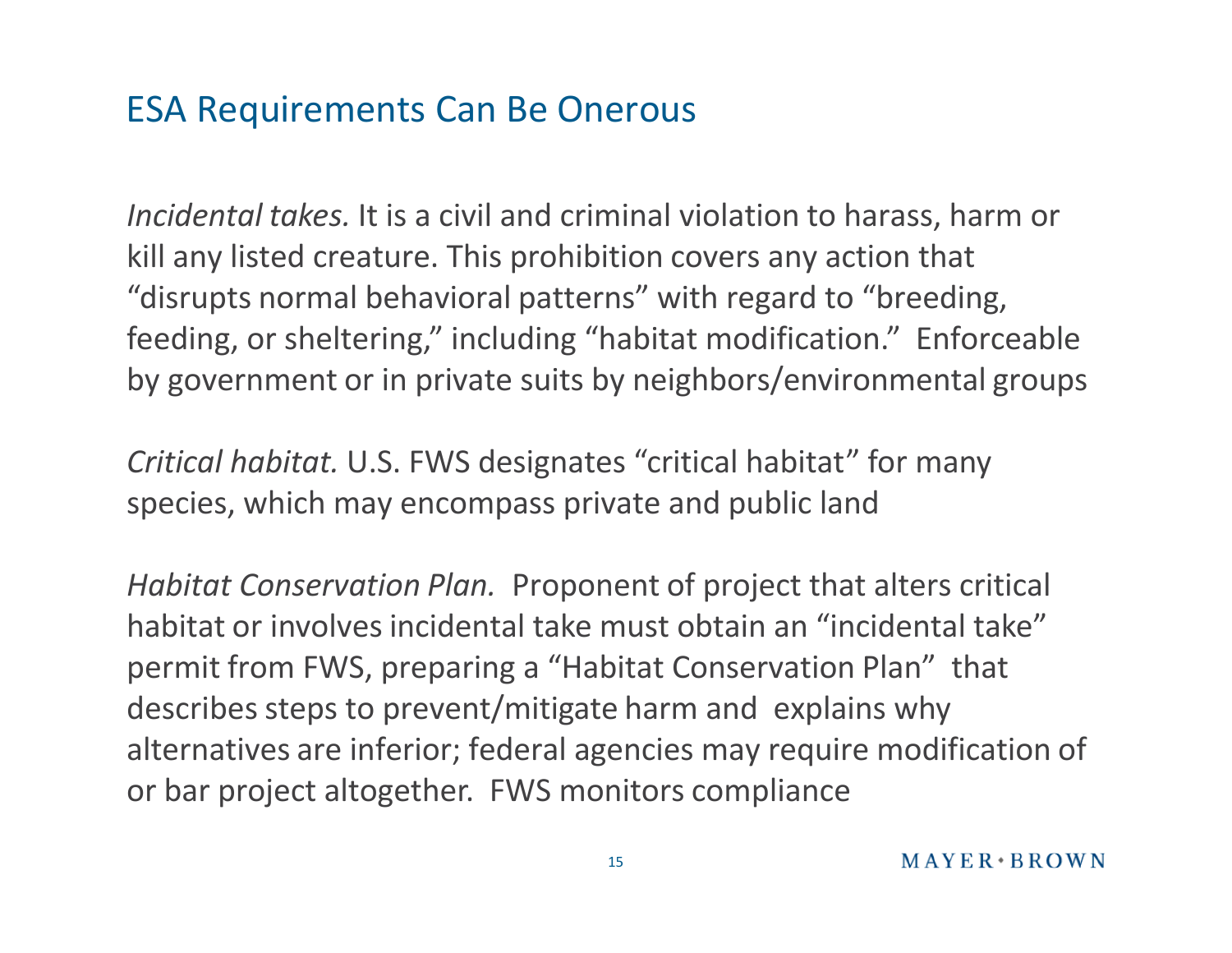## ESA Requirements Can Be Onerous

*Incidental takes.* It is a civil and criminal violation to harass, harm or kill any listed creature. This prohibition covers any action that "disrupts normal behavioral patterns" with regard to "breeding, feeding, or sheltering," including "habitat modification." Enforceable by government or in private suits by neighbors/environmental groups

*Critical habitat.* U.S. FWS designates "critical habitat" for many species, which may encompass private and public land

*Habitat Conservation Plan.* Proponent of project that alters critical habitat or involves incidental take must obtain an "incidental take" permit from FWS, preparing a "Habitat Conservation Plan" that describes steps to prevent/mitigate harm and explains why alternatives are inferior; federal agencies may require modification of or bar project altogether. FWS monitors compliance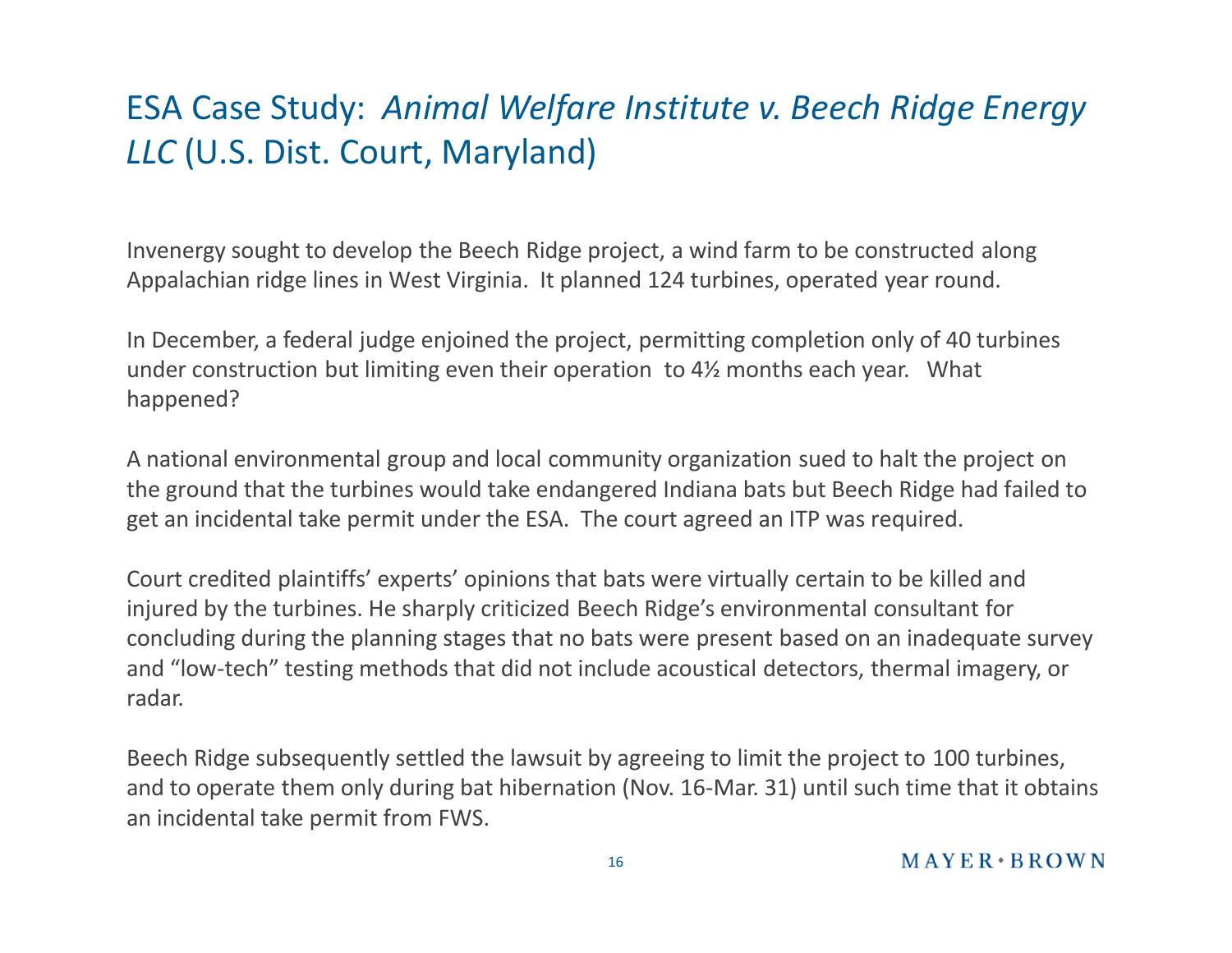# ESA Case Study: *Animal Welfare Institute v. Beech Ridge Energy LLC* (U.S. Dist. Court, Maryland)

Invenergy sought to develop the Beech Ridge project, a wind farm to be constructed along Appalachian ridge lines in West Virginia. It planned 124 turbines, operated year round.

In December, a federal judge enjoined the project, permitting completion only of 40 turbines under construction but limiting even their operation to 4½ months each year. What happened?

A national environmental group and local community organization sued to halt the project on the ground that the turbines would take endangered Indiana bats but Beech Ridge had failed to get an incidental take permit under the ESA. The court agreed an ITP was required.

Court credited plaintiffs' experts' opinions that bats were virtually certain to be killed and injured by the turbines. He sharply criticized Beech Ridge's environmental consultant for concluding during the planning stages that no bats were present based on an inadequate survey and "low-tech" testing methods that did not include acoustical detectors, thermal imagery, or radar.

Beech Ridge subsequently settled the lawsuit by agreeing to limit the project to 100 turbines, and to operate them only during bat hibernation (Nov. 16-Mar. 31) until such time that it obtains an incidental take permit from FWS.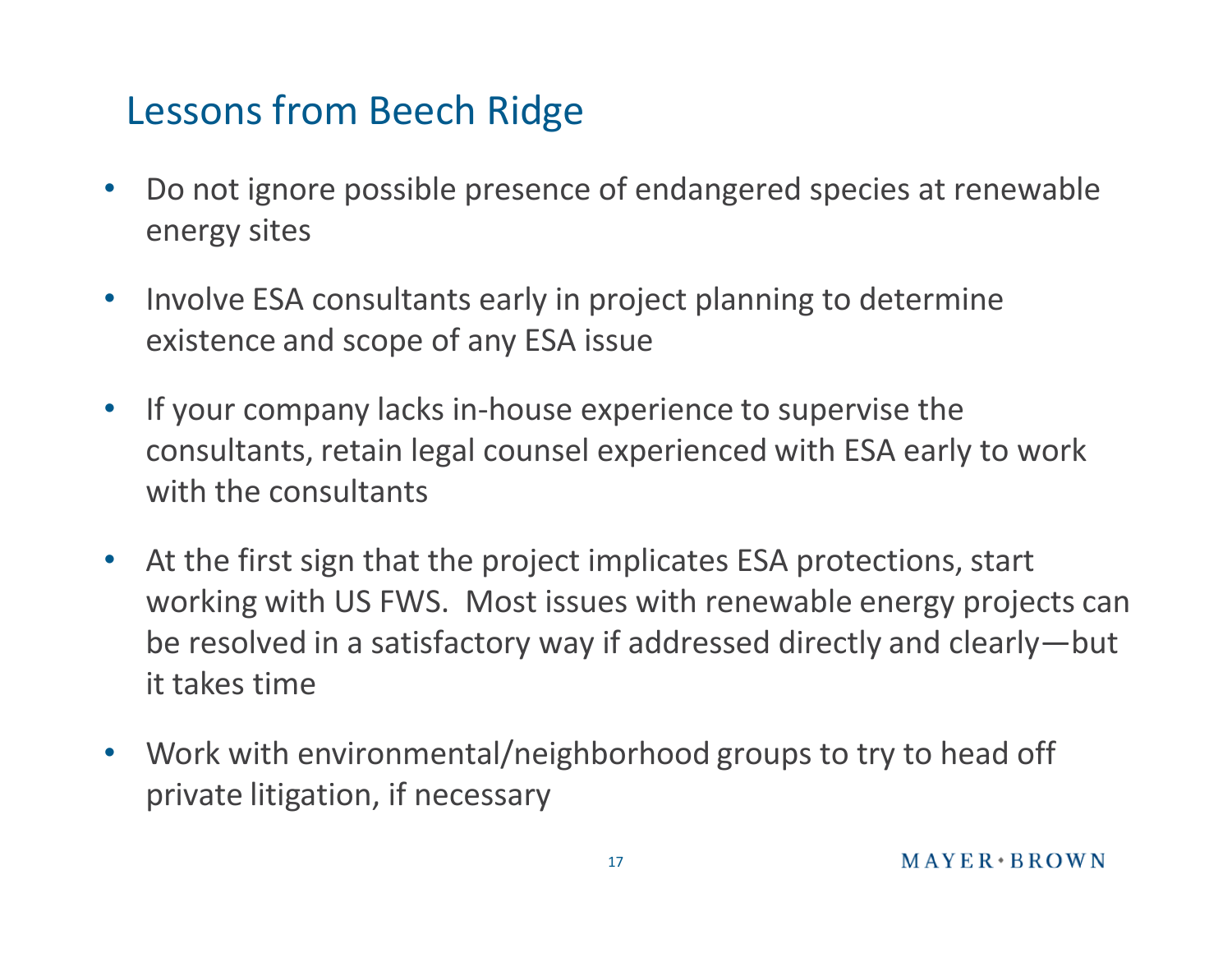# Lessons from Beech Ridge

- Do not ignore possible presence of endangered species at renewable energy sites
- Involve ESA consultants early in project planning to determine existence and scope of any ESA issue
- If your company lacks in-house experience to supervise the consultants, retain legal counsel experienced with ESA early to work with the consultants
- At the first sign that the project implicates ESA protections, start working with US FWS. Most issues with renewable energy projects can be resolved in a satisfactory way if addressed directly and clearly—but it takes time
- Work with environmental/neighborhood groups to try to head off private litigation, if necessary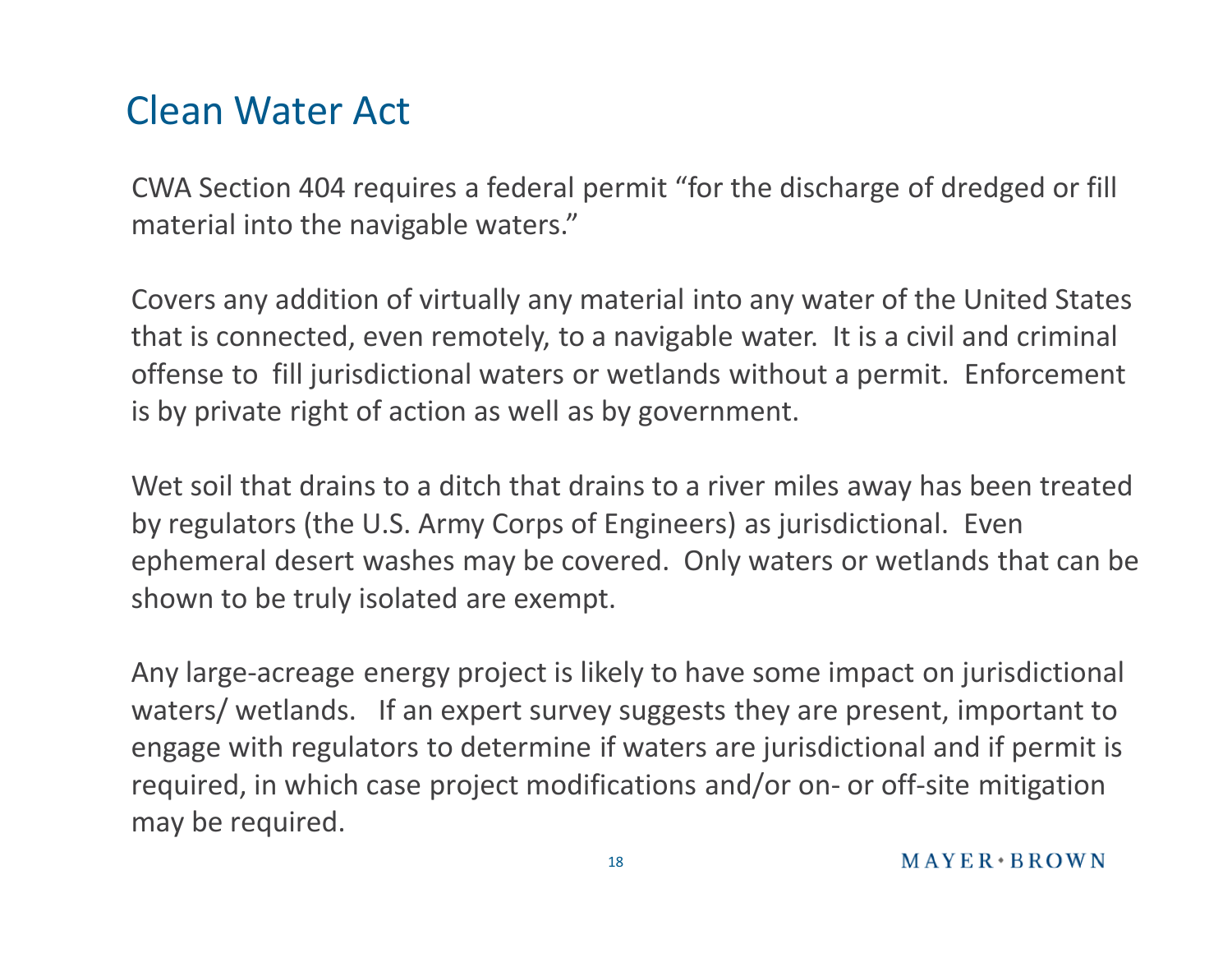# Clean Water Act

CWA Section 404 requires a federal permit "for the discharge of dredged or fill material into the navigable waters."

Covers any addition of virtually any material into any water of the United States that is connected, even remotely, to a navigable water. It is a civil and criminal offense to fill jurisdictional waters or wetlands without a permit. Enforcement is by private right of action as well as by government.

Wet soil that drains to a ditch that drains to a river miles away has been treated by regulators (the U.S. Army Corps of Engineers) as jurisdictional. Even ephemeral desert washes may be covered. Only waters or wetlands that can be shown to be truly isolated are exempt.

Any large-acreage energy project is likely to have some impact on jurisdictional waters/ wetlands. If an expert survey suggests they are present, important to engage with regulators to determine if waters are jurisdictional and if permit is required, in which case project modifications and/or on- or off-site mitigation may be required.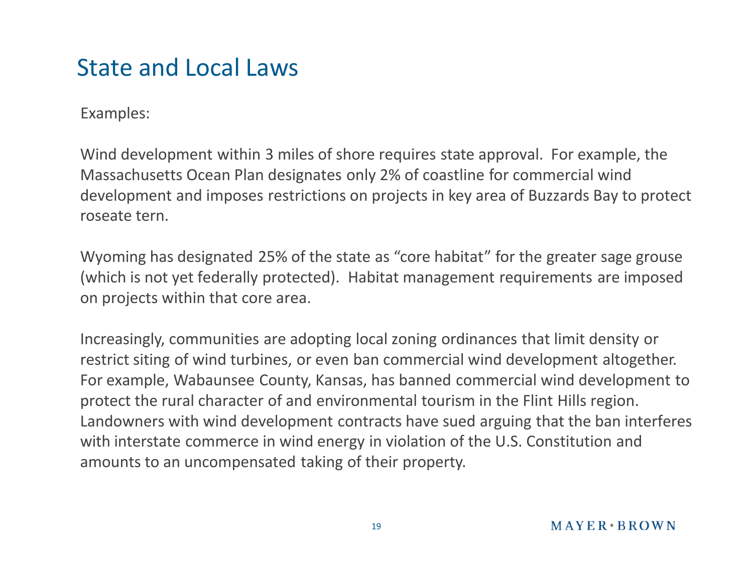# State and Local Laws

Examples:

Wind development within 3 miles of shore requires state approval. For example, the Massachusetts Ocean Plan designates only 2% of coastline for commercial wind development and imposes restrictions on projects in key area of Buzzards Bay to protect roseate tern.

Wyoming has designated 25% of the state as "core habitat" for the greater sage grouse (which is not yet federally protected). Habitat management requirements are imposed on projects within that core area.

Increasingly, communities are adopting local zoning ordinances that limit density or restrict siting of wind turbines, or even ban commercial wind development altogether. For example, Wabaunsee County, Kansas, has banned commercial wind development to protect the rural character of and environmental tourism in the Flint Hills region. Landowners with wind development contracts have sued arguing that the ban interferes with interstate commerce in wind energy in violation of the U.S. Constitution and amounts to an uncompensated taking of their property.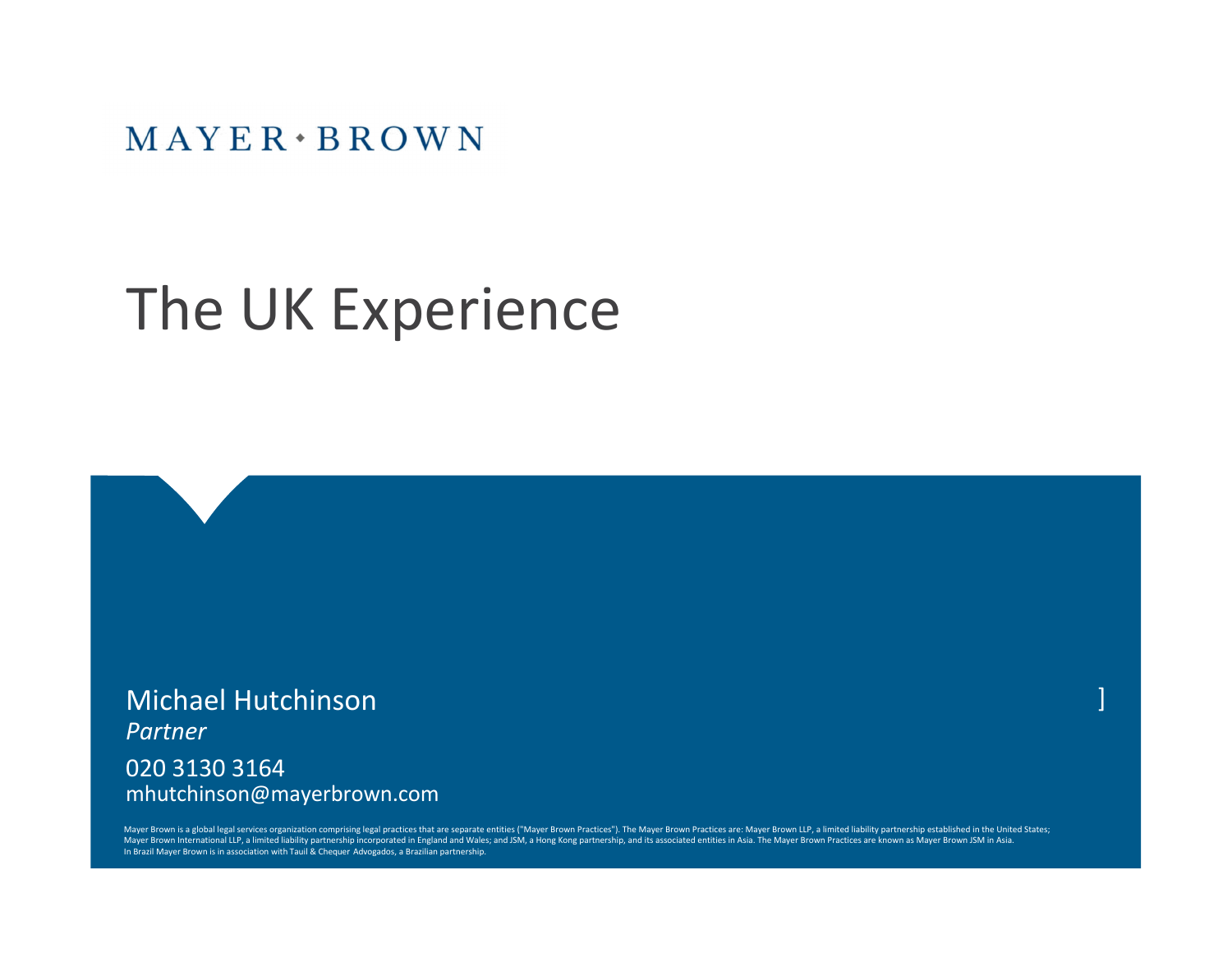MAYER • BROWN

# The UK Experience

Michael Hutchinson
*Partner*

020 3130 3164
mhutchinson@mayerbrown.com

]

Mayer Brown is a global legal services organization comprising legal practices that are separate entities ("Mayer Brown Practices"). The Mayer Brown Practices are: Mayer Brown LLP, a limited liability partnership established in the United States; Mayer Brown International LLP, a limited liability partnership incorporated in England and Wales; and JSM, a Hong Kong partnership, and its associated entities in Asia. The Mayer Brown Practices are known as Mayer Brown JSM in Asia. In Brazil Mayer Brown is in association with Tauil & Chequer Advogados, a Brazilian partnership.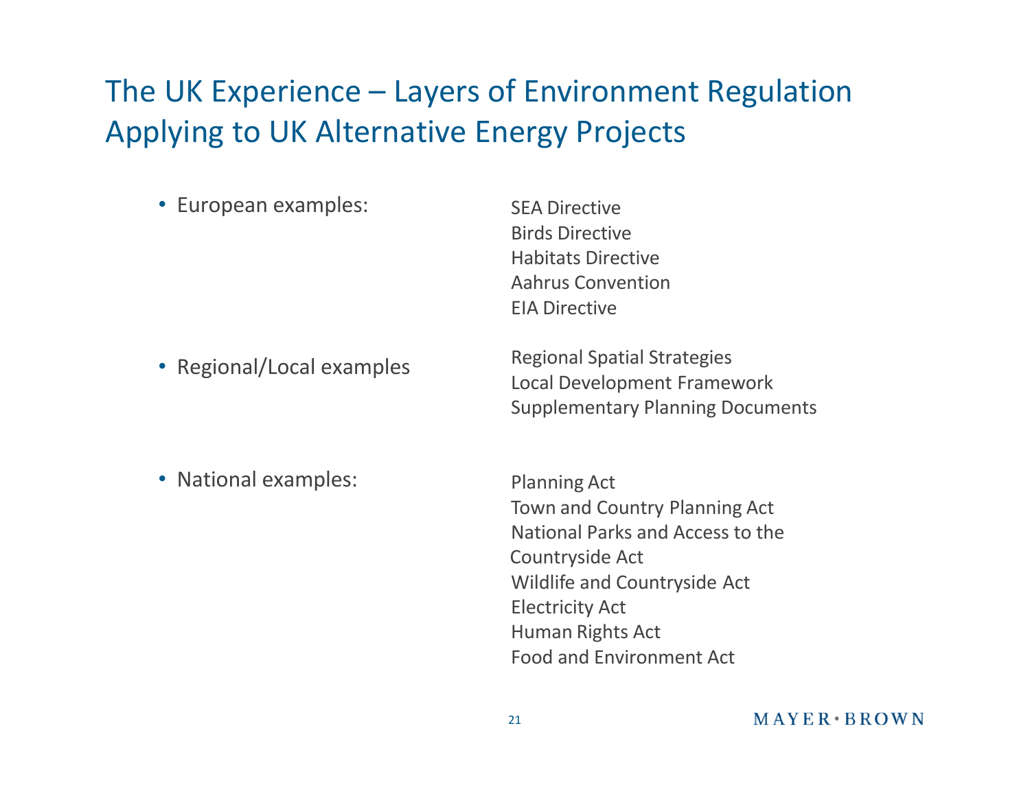# The UK Experience – Layers of Environment Regulation Applying to UK Alternative Energy Projects

- European examples:
  - SEA Directive
  - Birds Directive
  - Habitats Directive
  - Aahrus Convention
  - EIA Directive

- Regional/Local examples
  - Regional Spatial Strategies
  - Local Development Framework
  - Supplementary Planning Documents

- National examples:
  - Planning Act
  - Town and Country Planning Act
  - National Parks and Access to the Countryside Act
  - Wildlife and Countryside Act
  - Electricity Act
  - Human Rights Act
  - Food and Environment Act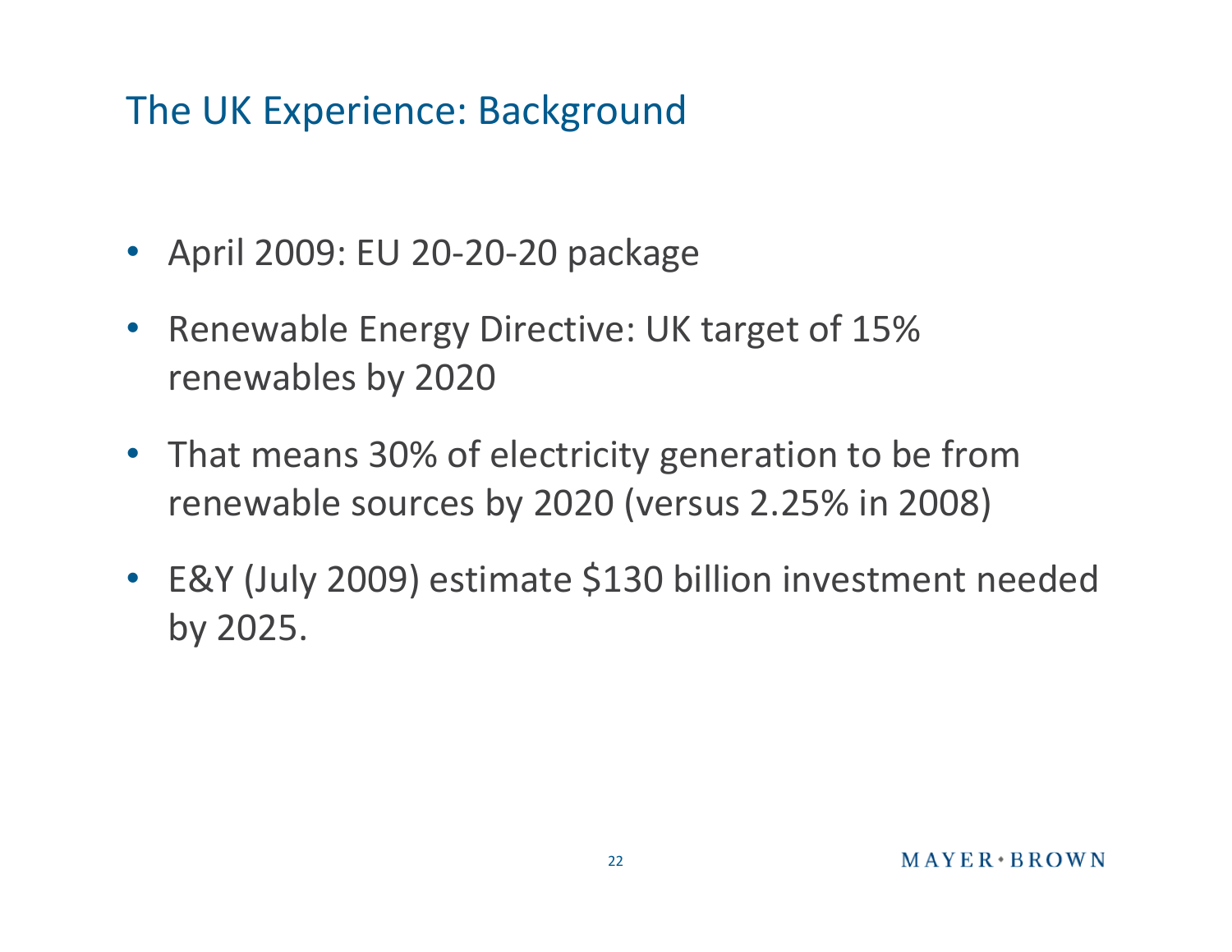## The UK Experience: Background

- April 2009: EU 20-20-20 package
- Renewable Energy Directive: UK target of 15% renewables by 2020
- That means 30% of electricity generation to be from renewable sources by 2020 (versus 2.25% in 2008)
- E&Y (July 2009) estimate $130 billion investment needed by 2025.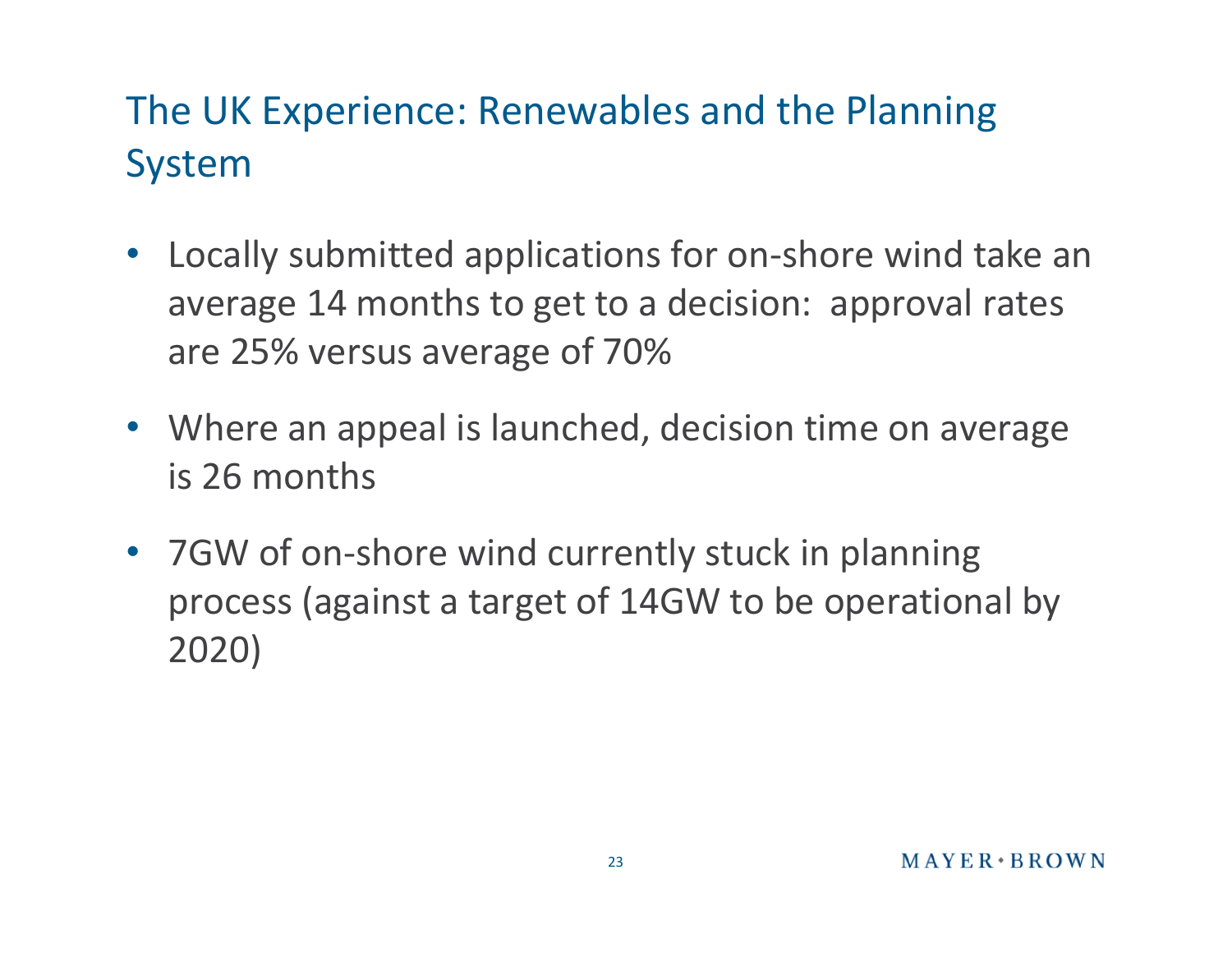# The UK Experience: Renewables and the Planning System

- Locally submitted applications for on-shore wind take an average 14 months to get to a decision: approval rates are 25% versus average of 70%
- Where an appeal is launched, decision time on average is 26 months
- 7GW of on-shore wind currently stuck in planning process (against a target of 14GW to be operational by 2020)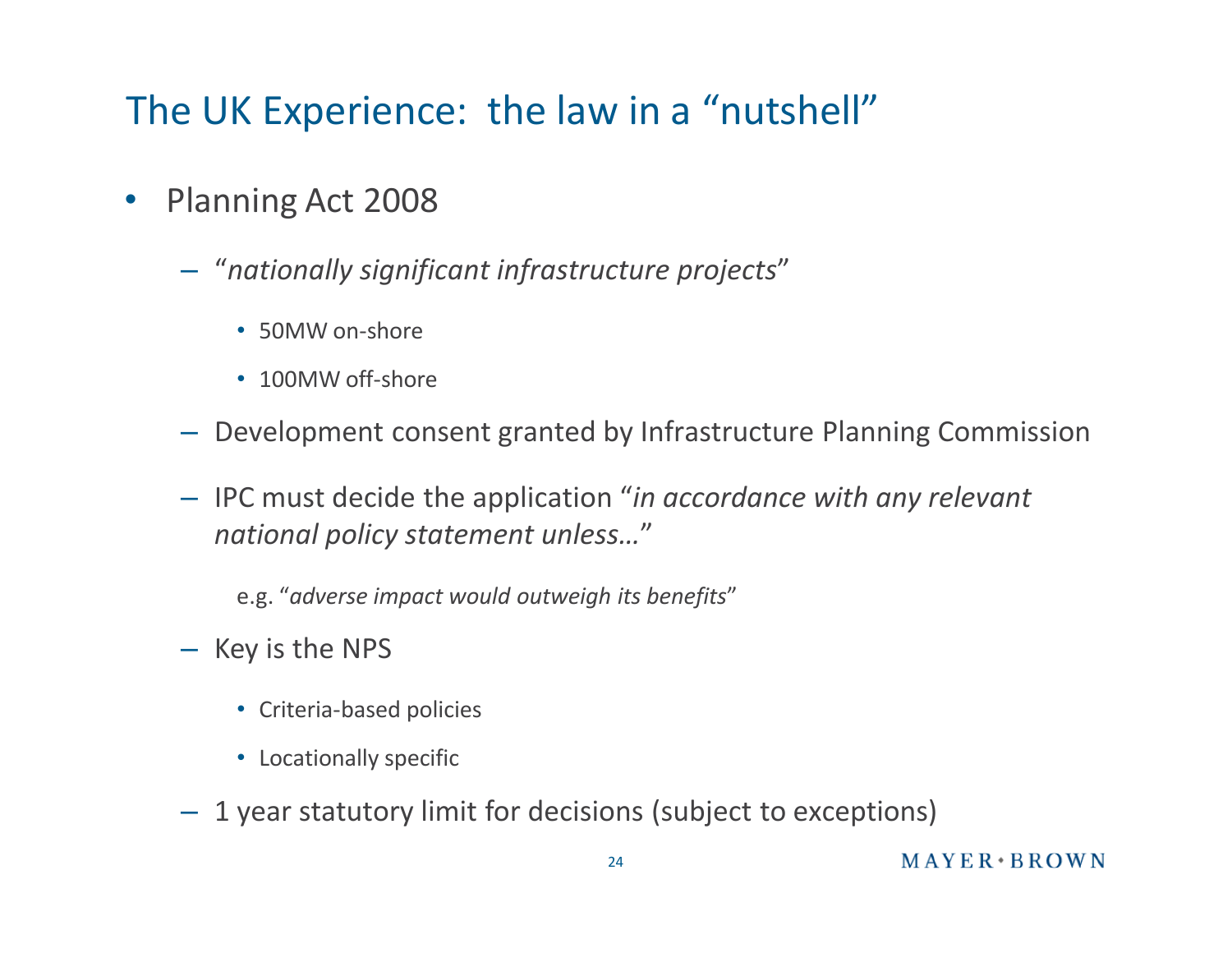# The UK Experience: the law in a "nutshell"

- Planning Act 2008
  - "*nationally significant infrastructure projects*"
    - 50MW on-shore
    - 100MW off-shore
  - Development consent granted by Infrastructure Planning Commission
  - IPC must decide the application "*in accordance with any relevant national policy statement unless…*"

    e.g. "*adverse impact would outweigh its benefits*"
  - Key is the NPS
    - Criteria-based policies
    - Locationally specific
  - 1 year statutory limit for decisions (subject to exceptions)

MAYER • BROWN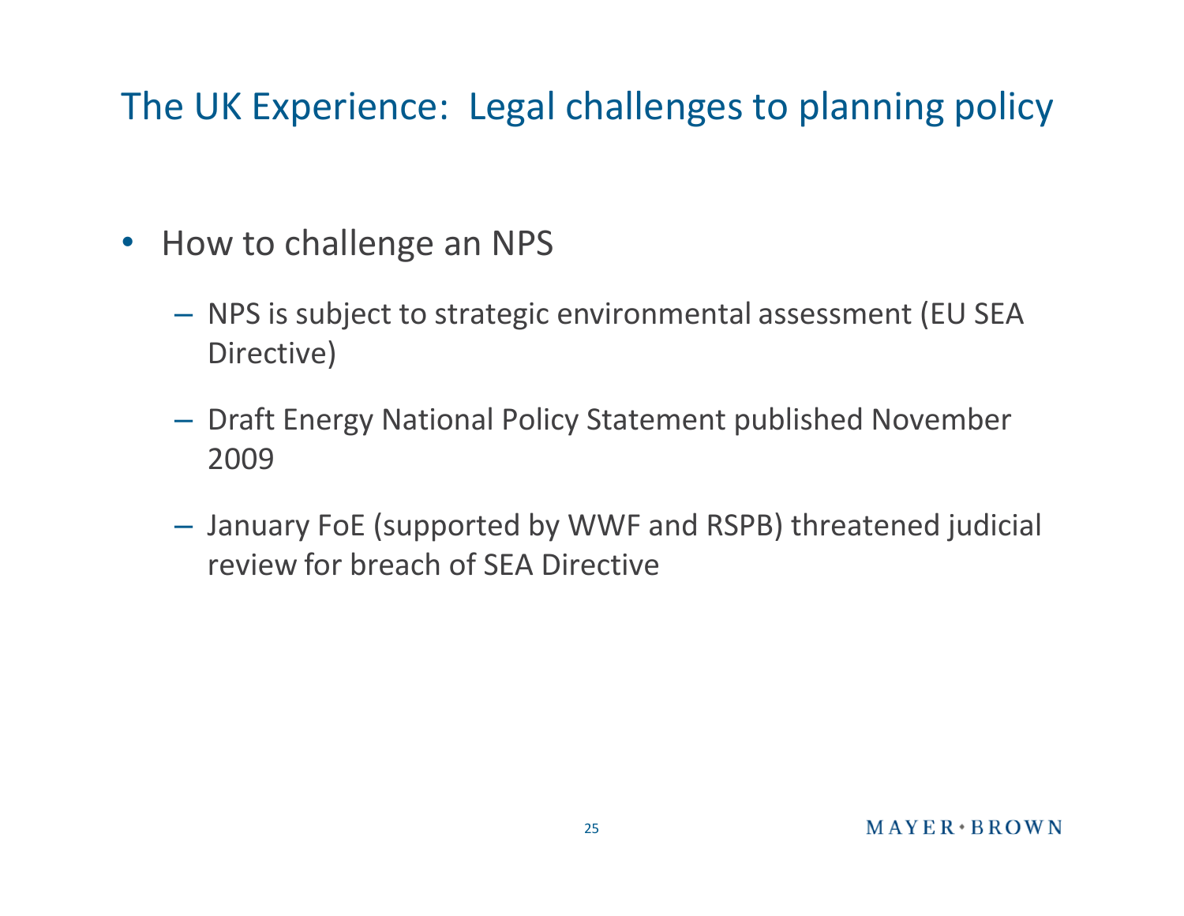# The UK Experience: Legal challenges to planning policy

- How to challenge an NPS
  - NPS is subject to strategic environmental assessment (EU SEA Directive)
  - Draft Energy National Policy Statement published November 2009
  - January FoE (supported by WWF and RSPB) threatened judicial review for breach of SEA Directive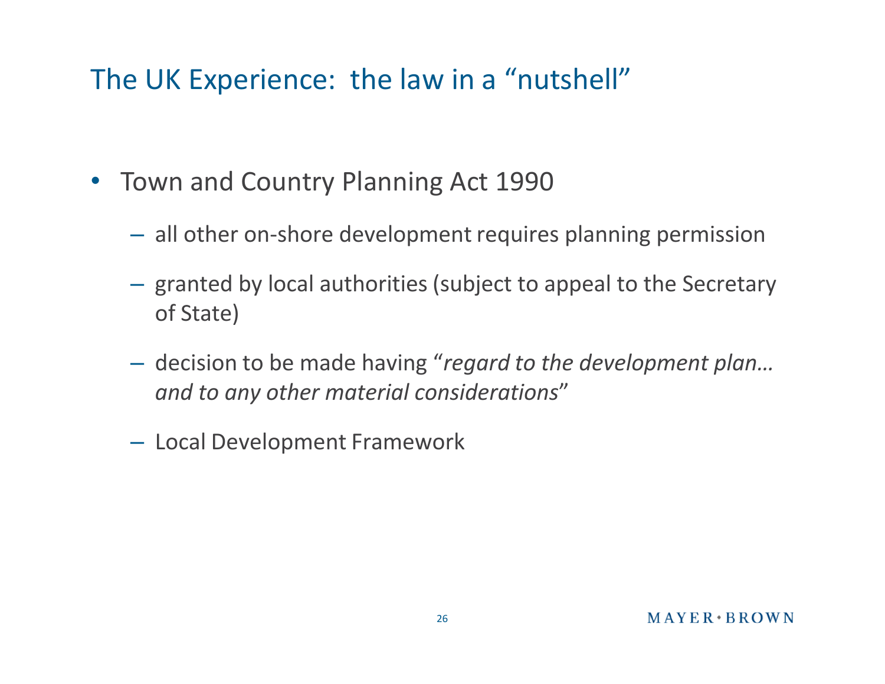# The UK Experience: the law in a "nutshell"

- Town and Country Planning Act 1990
  - all other on-shore development requires planning permission
  - granted by local authorities (subject to appeal to the Secretary of State)
  - decision to be made having "*regard to the development plan… and to any other material considerations*"
  - Local Development Framework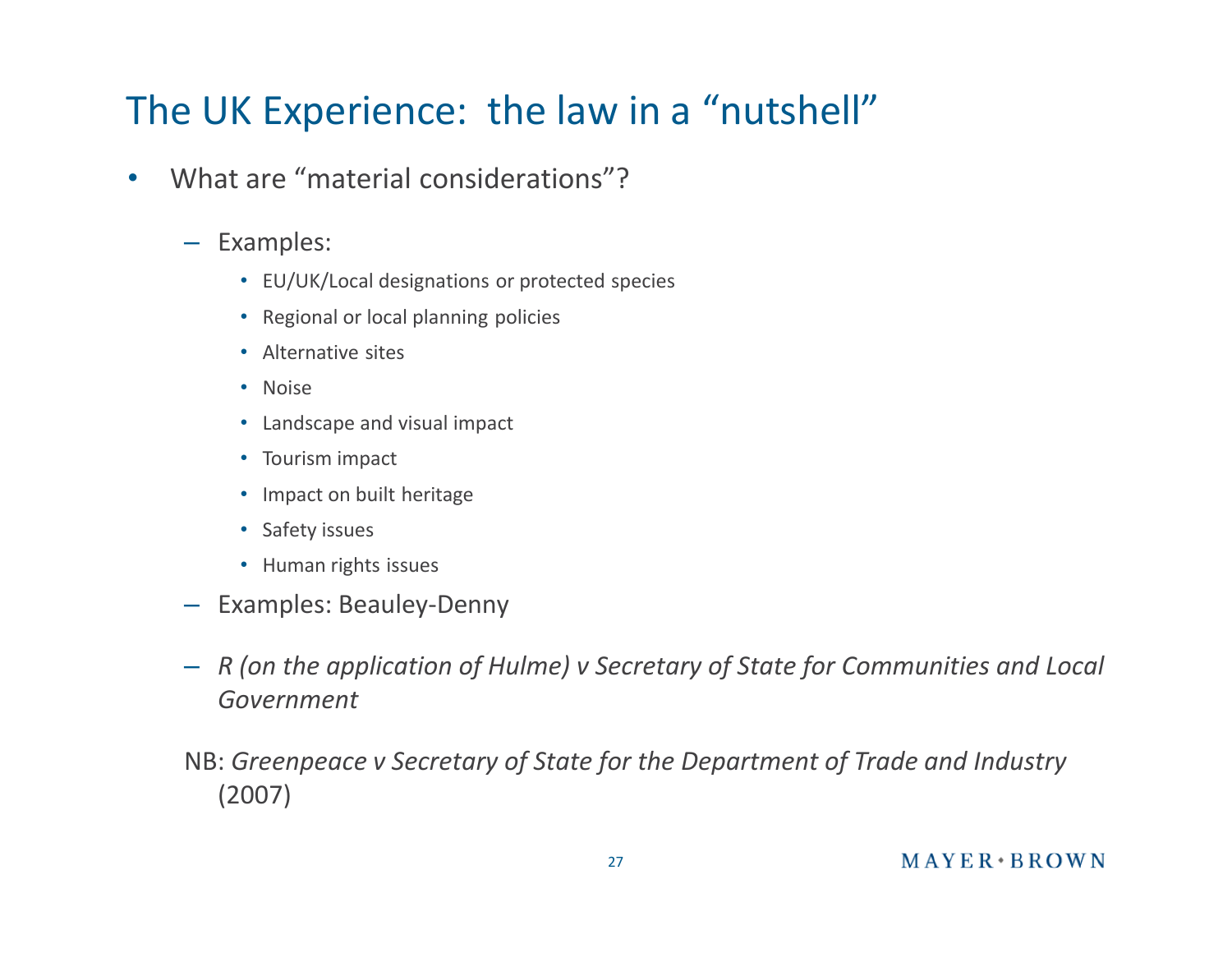# The UK Experience: the law in a "nutshell"

- What are "material considerations"?
  - Examples:
    - EU/UK/Local designations or protected species
    - Regional or local planning policies
    - Alternative sites
    - Noise
    - Landscape and visual impact
    - Tourism impact
    - Impact on built heritage
    - Safety issues
    - Human rights issues
  - Examples: Beauley-Denny
  - *R (on the application of Hulme) v Secretary of State for Communities and Local Government*

NB: *Greenpeace v Secretary of State for the Department of Trade and Industry* (2007)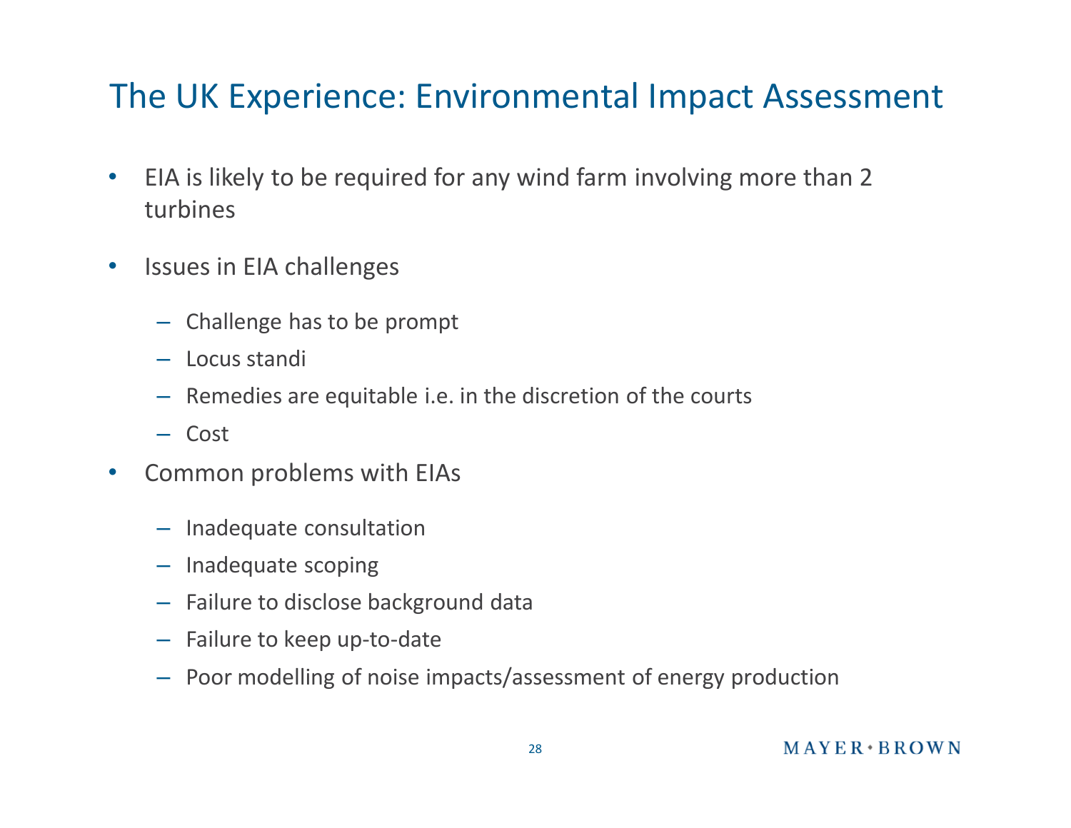# The UK Experience: Environmental Impact Assessment

- EIA is likely to be required for any wind farm involving more than 2 turbines
- Issues in EIA challenges
  - Challenge has to be prompt
  - Locus standi
  - Remedies are equitable i.e. in the discretion of the courts
  - Cost
- Common problems with EIAs
  - Inadequate consultation
  - Inadequate scoping
  - Failure to disclose background data
  - Failure to keep up-to-date
  - Poor modelling of noise impacts/assessment of energy production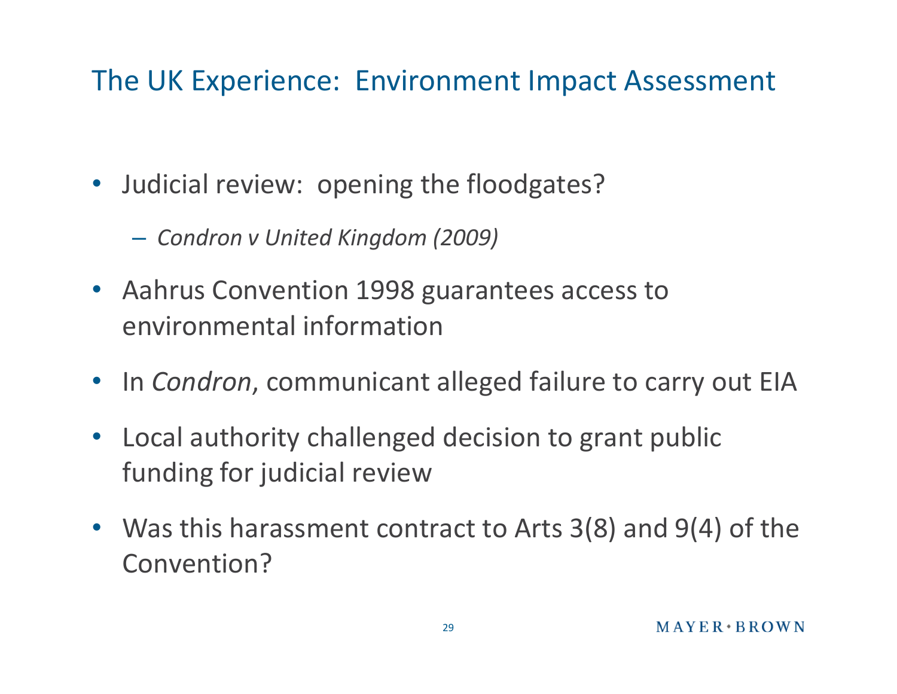# The UK Experience: Environment Impact Assessment

- Judicial review: opening the floodgates?
  - *Condron v United Kingdom (2009)*
- Aahrus Convention 1998 guarantees access to environmental information
- In *Condron*, communicant alleged failure to carry out EIA
- Local authority challenged decision to grant public funding for judicial review
- Was this harassment contract to Arts 3(8) and 9(4) of the Convention?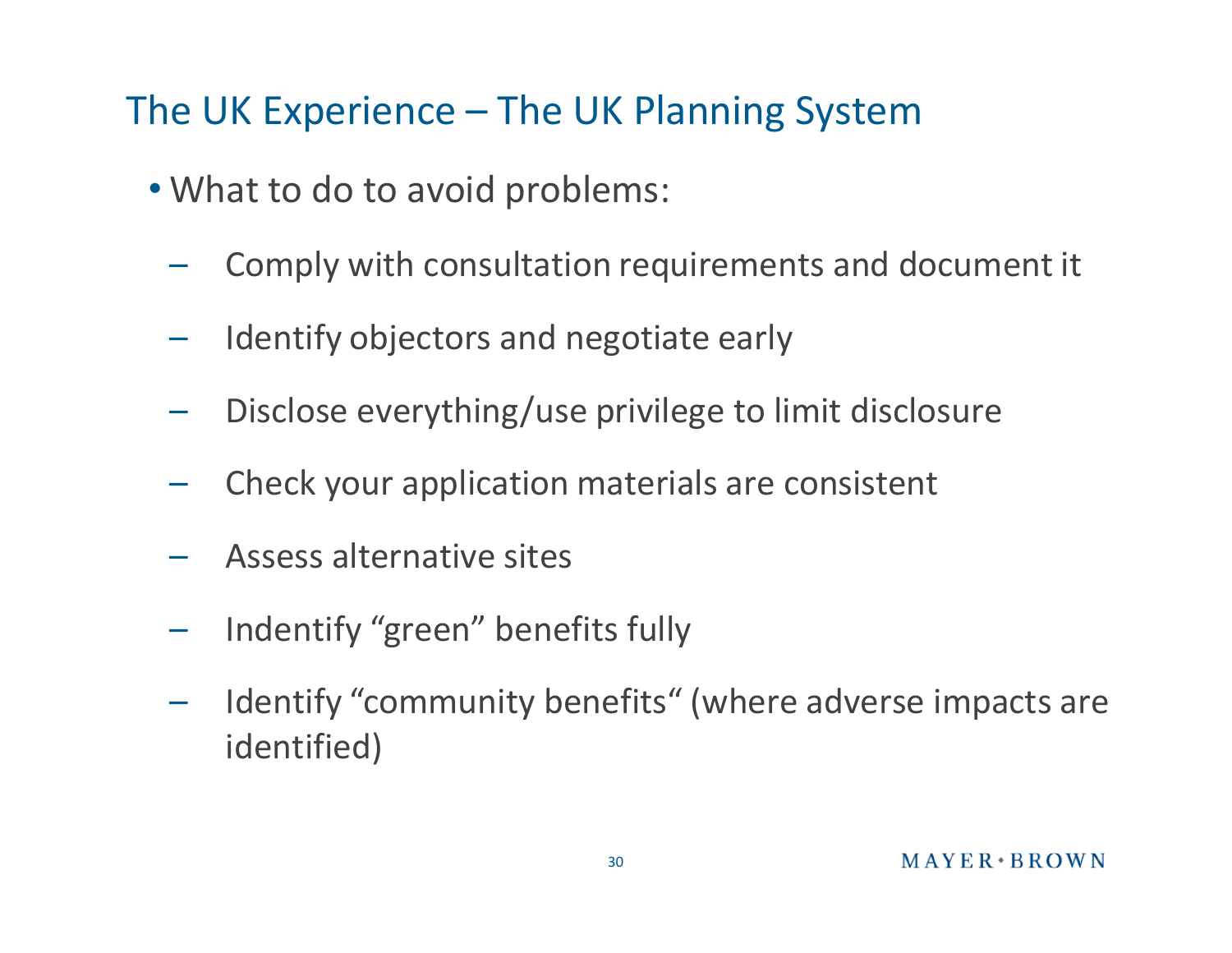## The UK Experience – The UK Planning System

- What to do to avoid problems:
  - Comply with consultation requirements and document it
  - Identify objectors and negotiate early
  - Disclose everything/use privilege to limit disclosure
  - Check your application materials are consistent
  - Assess alternative sites
  - Indentify "green" benefits fully
  - Identify "community benefits" (where adverse impacts are identified)

MAYER•BROWN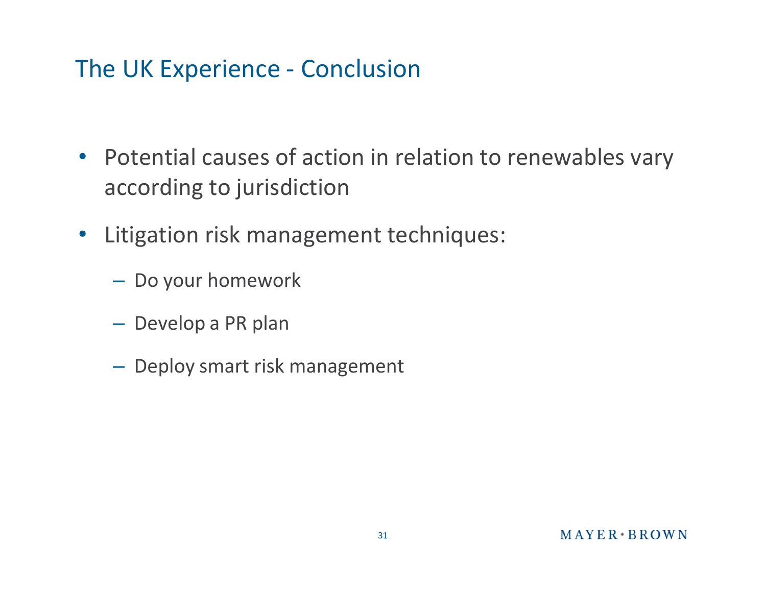# The UK Experience - Conclusion

- Potential causes of action in relation to renewables vary according to jurisdiction
- Litigation risk management techniques:
  - Do your homework
  - Develop a PR plan
  - Deploy smart risk management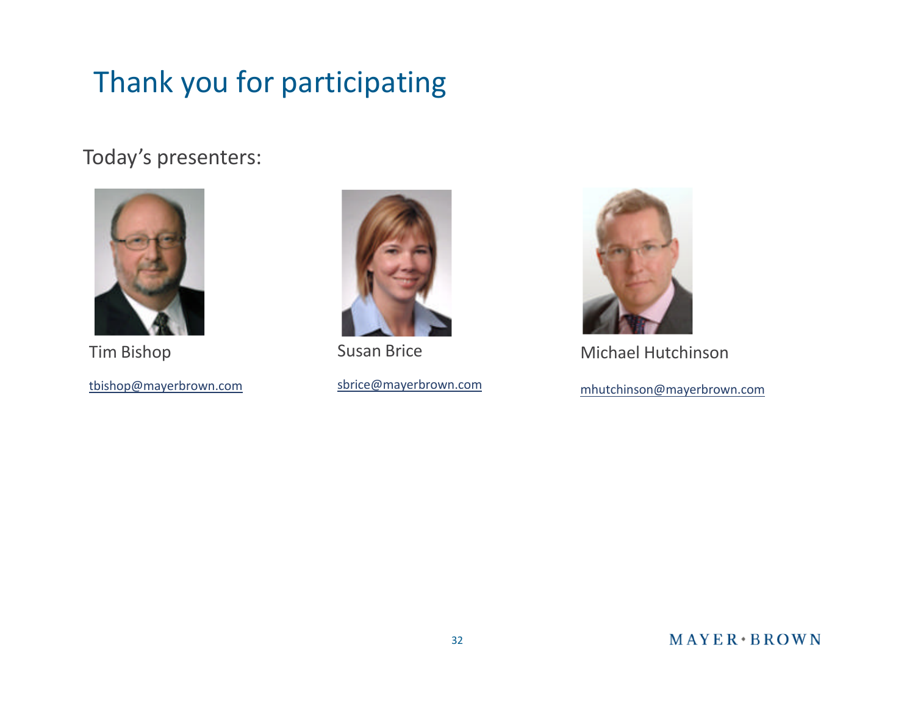# Thank you for participating

Today's presenters:

Tim Bishop

tbishop@mayerbrown.com

Susan Brice

sbrice@mayerbrown.com

Michael Hutchinson

mhutchinson@mayerbrown.com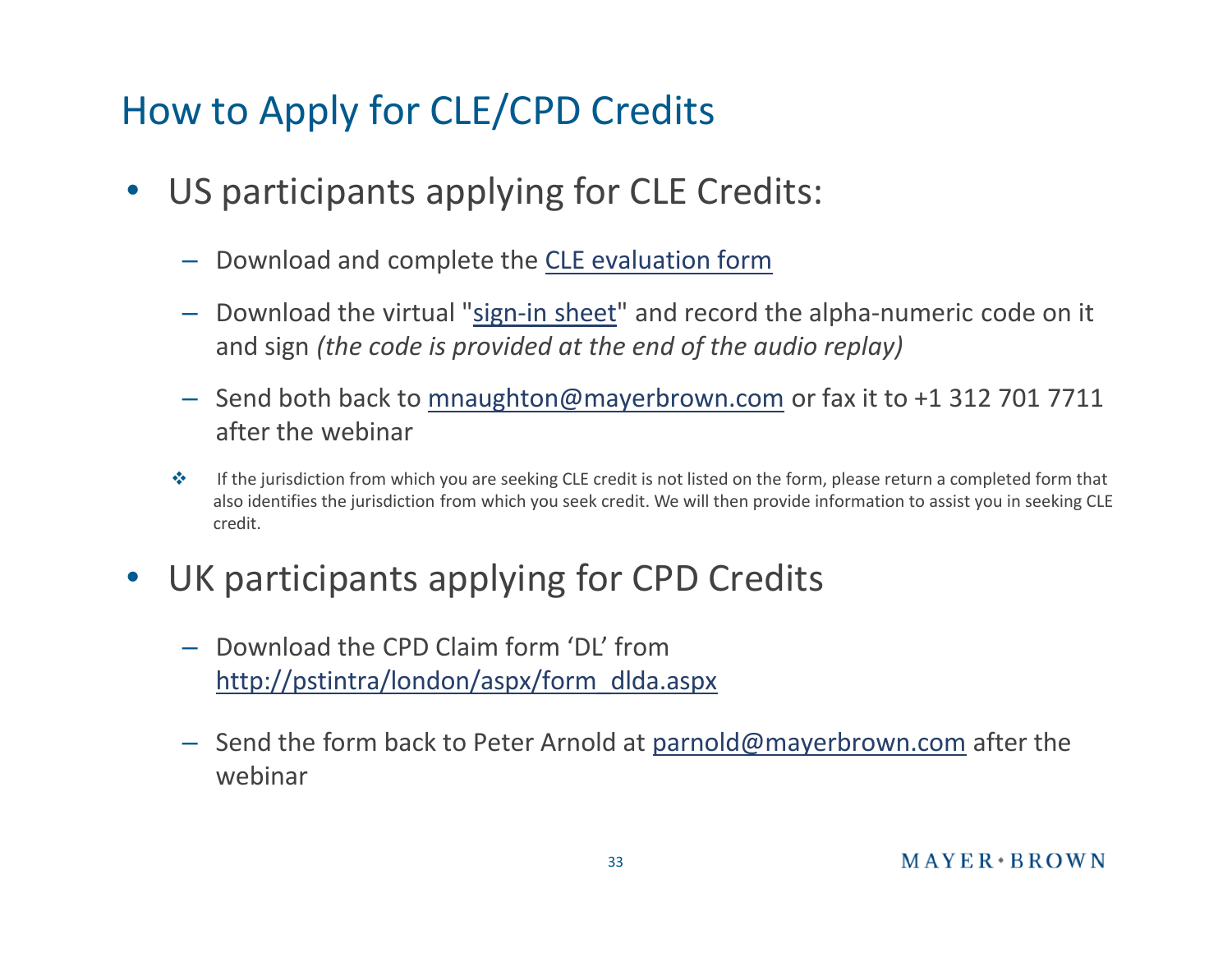# How to Apply for CLE/CPD Credits

- US participants applying for CLE Credits:
  - Download and complete the CLE evaluation form
  - Download the virtual "sign-in sheet" and record the alpha-numeric code on it and sign *(the code is provided at the end of the audio replay)*
  - Send both back to mnaughton@mayerbrown.com or fax it to +1 312 701 7711 after the webinar

❖ If the jurisdiction from which you are seeking CLE credit is not listed on the form, please return a completed form that also identifies the jurisdiction from which you seek credit. We will then provide information to assist you in seeking CLE credit.

- UK participants applying for CPD Credits
  - Download the CPD Claim form 'DL' from http://pstintra/london/aspx/form_dlda.aspx
  - Send the form back to Peter Arnold at parnold@mayerbrown.com after the webinar